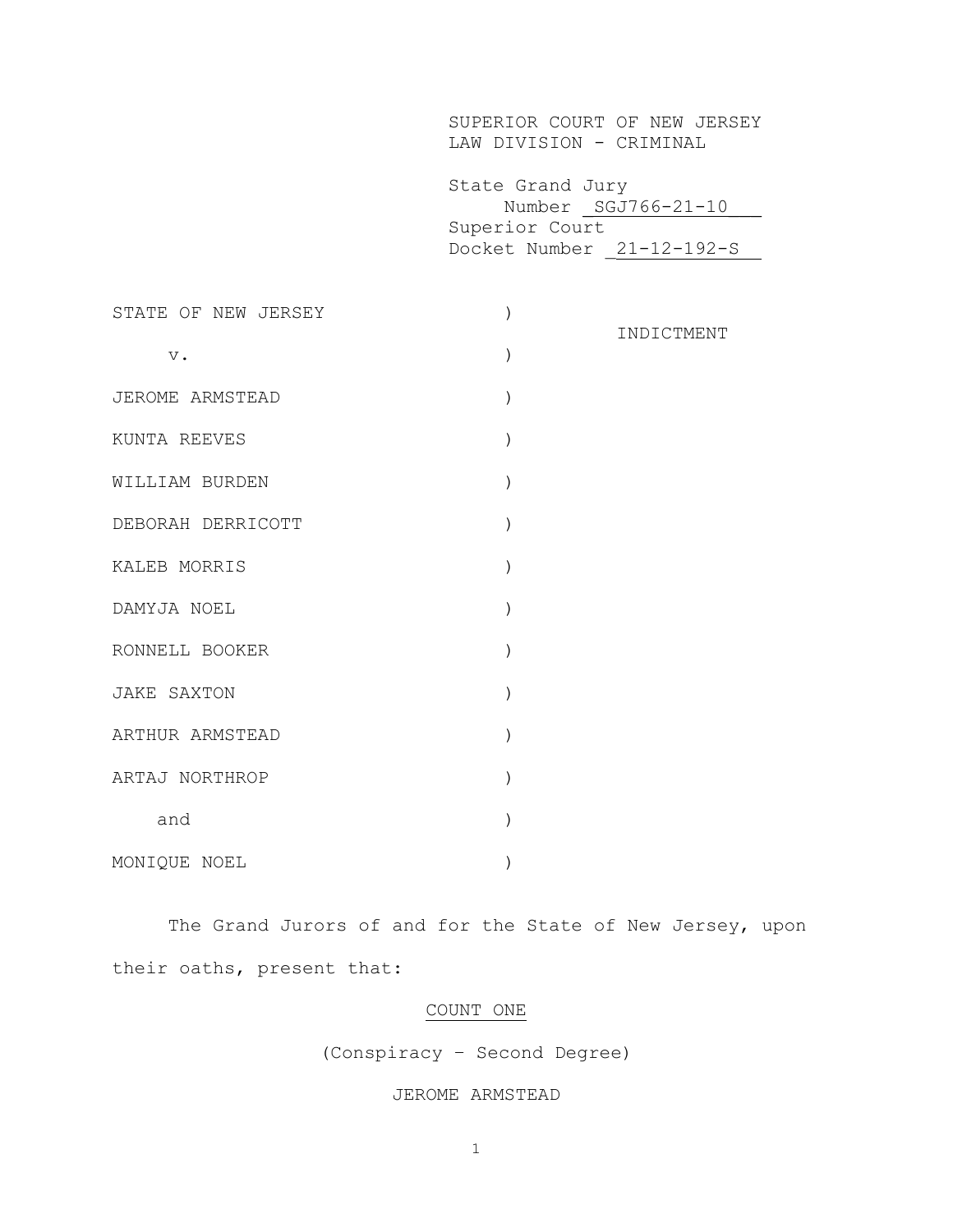SUPERIOR COURT OF NEW JERSEY
LAW DIVISION - CRIMINAL

State Grand Jury
Number SGJ766-21-10
Superior Court
Docket Number 21-12-192-S

| | | |
|---|---|---|
| STATE OF NEW JERSEY | ) | INDICTMENT |
| v. | ) | |
| JEROME ARMSTEAD | ) | |
| KUNTA REEVES | ) | |
| WILLIAM BURDEN | ) | |
| DEBORAH DERRICOTT | ) | |
| KALEB MORRIS | ) | |
| DAMYJA NOEL | ) | |
| RONNELL BOOKER | ) | |
| JAKE SAXTON | ) | |
| ARTHUR ARMSTEAD | ) | |
| ARTAJ NORTHROP | ) | |
| and | ) | |
| MONIQUE NOEL | ) | |

The Grand Jurors of and for the State of New Jersey, upon their oaths, present that:

COUNT ONE

(Conspiracy – Second Degree)

JEROME ARMSTEAD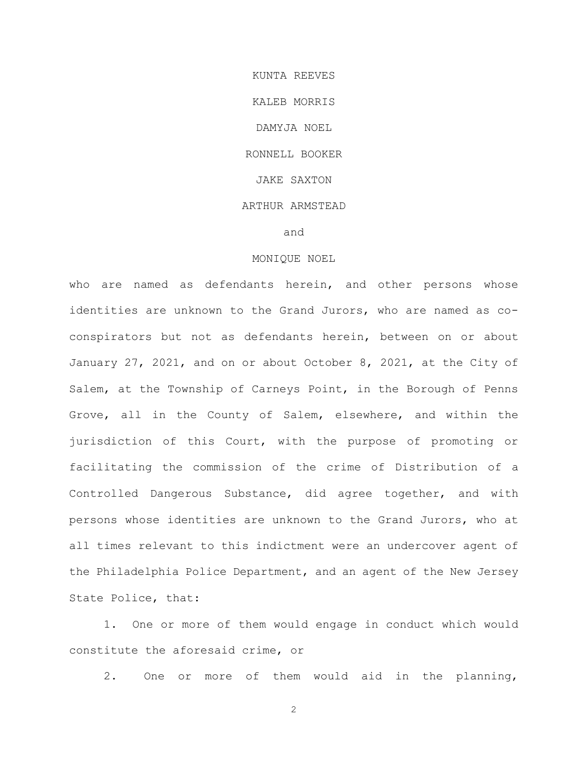KUNTA REEVES

KALEB MORRIS

DAMYJA NOEL

RONNELL BOOKER

JAKE SAXTON

ARTHUR ARMSTEAD

and

MONIQUE NOEL

who are named as defendants herein, and other persons whose identities are unknown to the Grand Jurors, who are named as co-conspirators but not as defendants herein, between on or about January 27, 2021, and on or about October 8, 2021, at the City of Salem, at the Township of Carneys Point, in the Borough of Penns Grove, all in the County of Salem, elsewhere, and within the jurisdiction of this Court, with the purpose of promoting or facilitating the commission of the crime of Distribution of a Controlled Dangerous Substance, did agree together, and with persons whose identities are unknown to the Grand Jurors, who at all times relevant to this indictment were an undercover agent of the Philadelphia Police Department, and an agent of the New Jersey State Police, that:

1. One or more of them would engage in conduct which would constitute the aforesaid crime, or

2. One or more of them would aid in the planning,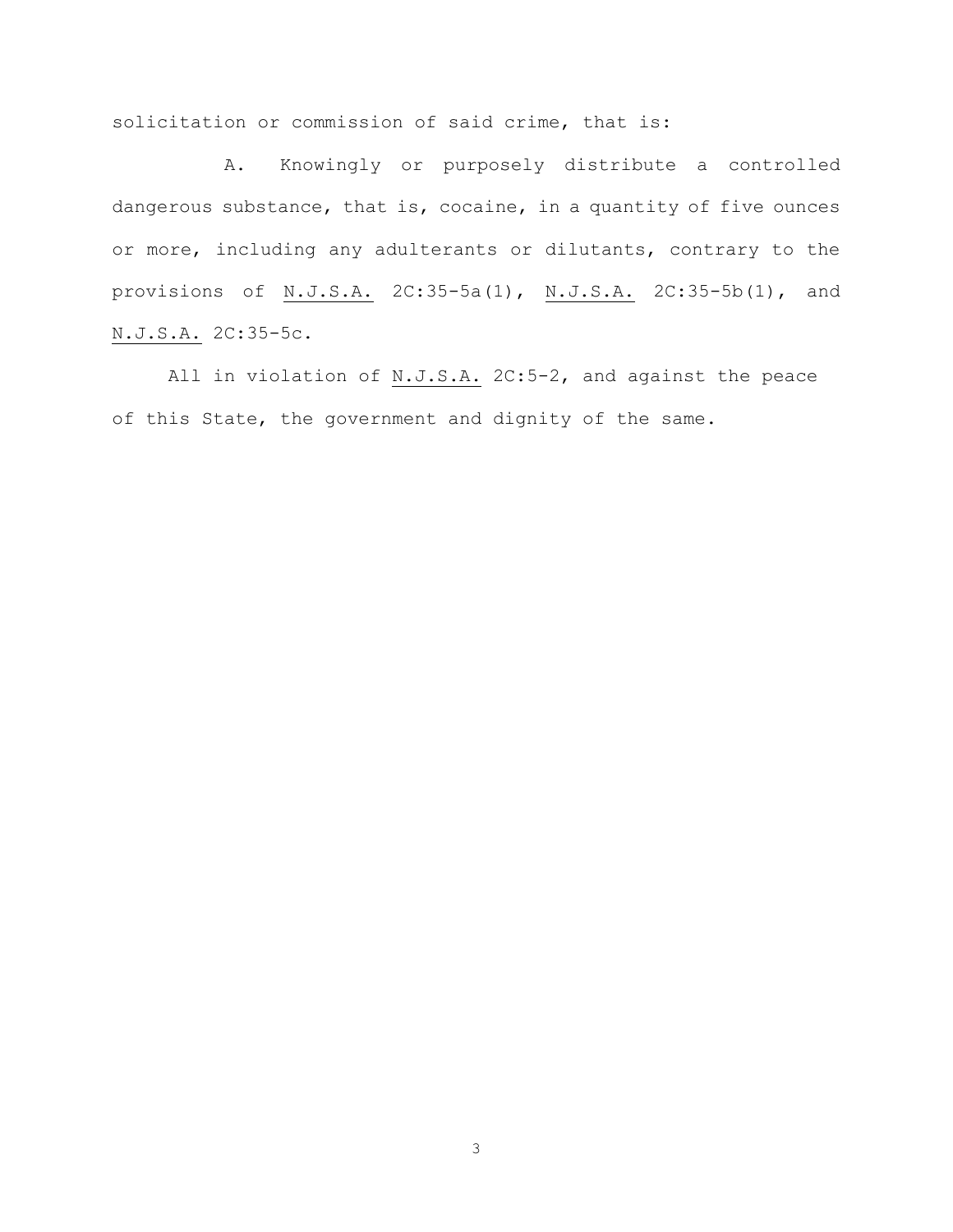solicitation or commission of said crime, that is:

A. Knowingly or purposely distribute a controlled dangerous substance, that is, cocaine, in a quantity of five ounces or more, including any adulterants or dilutants, contrary to the provisions of N.J.S.A. 2C:35-5a(1), N.J.S.A. 2C:35-5b(1), and N.J.S.A. 2C:35-5c.

All in violation of N.J.S.A. 2C:5-2, and against the peace of this State, the government and dignity of the same.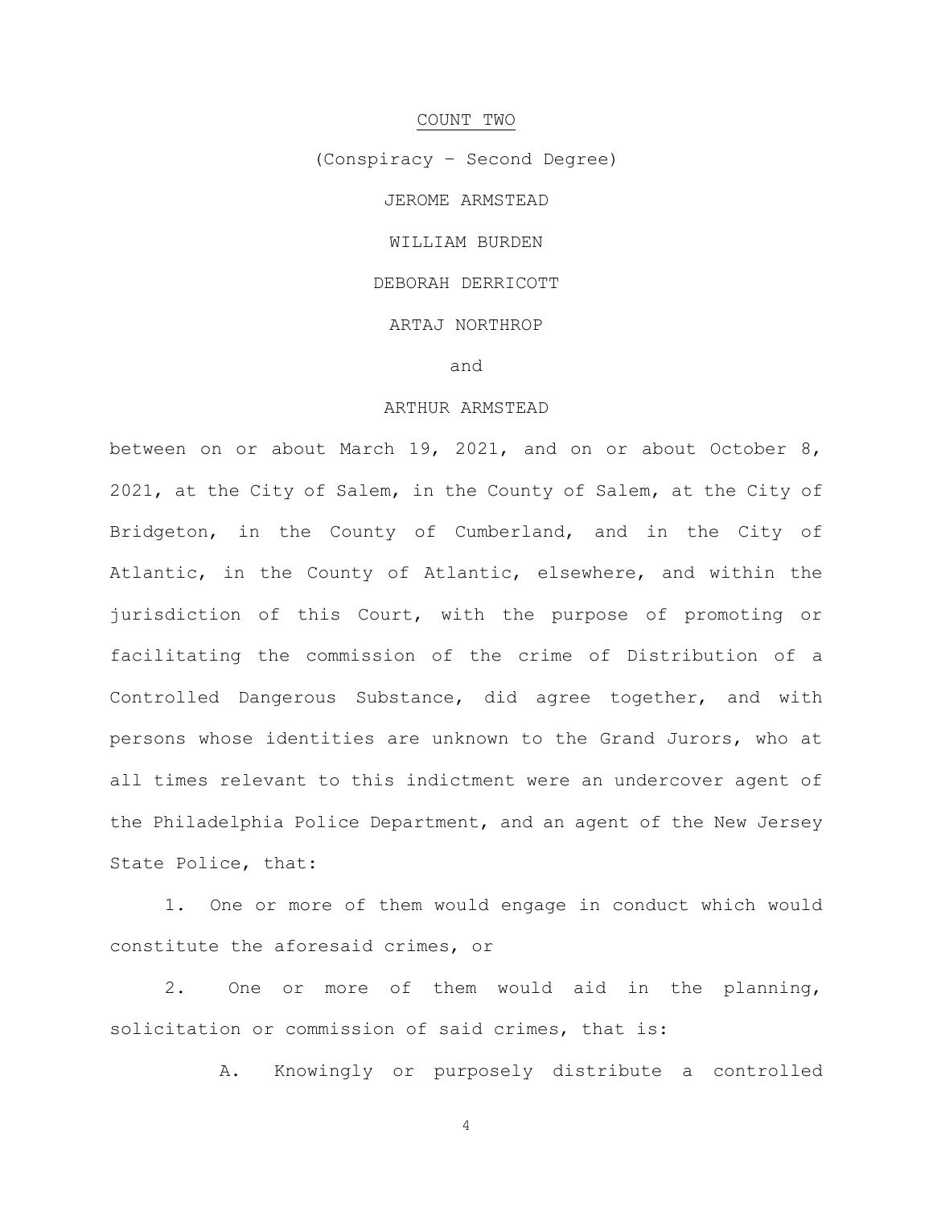COUNT TWO

(Conspiracy – Second Degree)

JEROME ARMSTEAD

WILLIAM BURDEN

DEBORAH DERRICOTT

ARTAJ NORTHROP

and

ARTHUR ARMSTEAD

between on or about March 19, 2021, and on or about October 8, 2021, at the City of Salem, in the County of Salem, at the City of Bridgeton, in the County of Cumberland, and in the City of Atlantic, in the County of Atlantic, elsewhere, and within the jurisdiction of this Court, with the purpose of promoting or facilitating the commission of the crime of Distribution of a Controlled Dangerous Substance, did agree together, and with persons whose identities are unknown to the Grand Jurors, who at all times relevant to this indictment were an undercover agent of the Philadelphia Police Department, and an agent of the New Jersey State Police, that:

1. One or more of them would engage in conduct which would constitute the aforesaid crimes, or

2. One or more of them would aid in the planning, solicitation or commission of said crimes, that is:

A. Knowingly or purposely distribute a controlled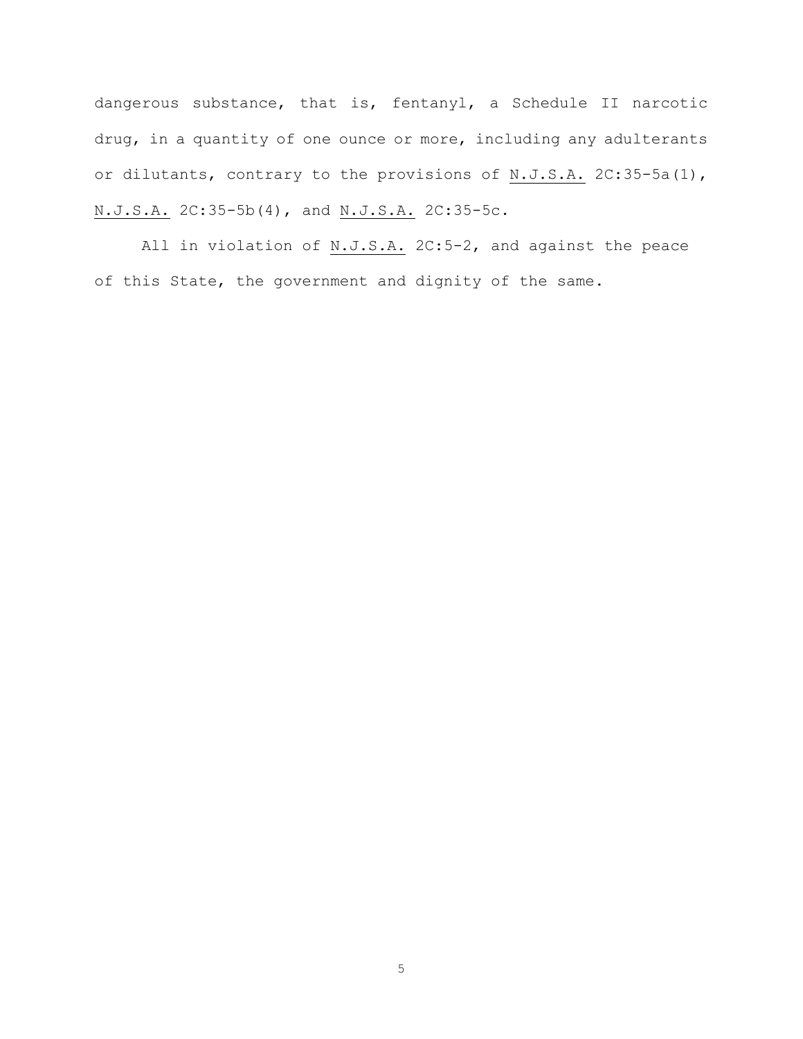dangerous substance, that is, fentanyl, a Schedule II narcotic drug, in a quantity of one ounce or more, including any adulterants or dilutants, contrary to the provisions of N.J.S.A. 2C:35-5a(1), N.J.S.A. 2C:35-5b(4), and N.J.S.A. 2C:35-5c.

All in violation of N.J.S.A. 2C:5-2, and against the peace of this State, the government and dignity of the same.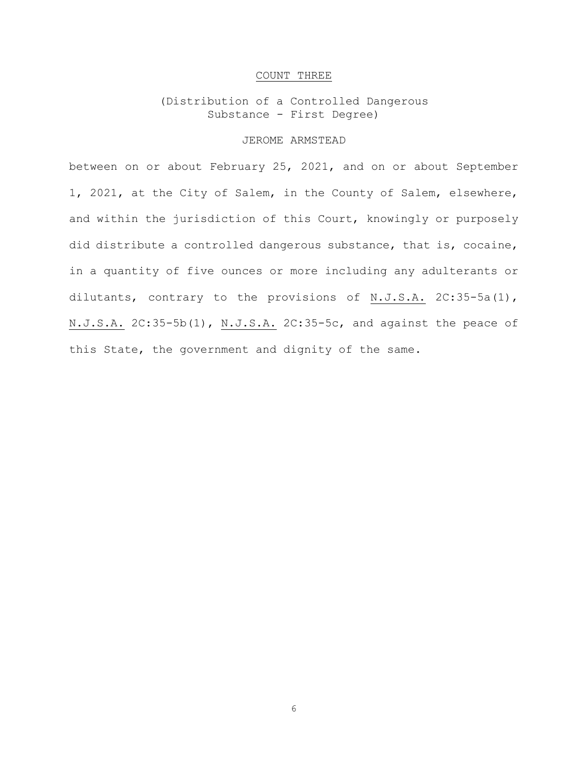## COUNT THREE

(Distribution of a Controlled Dangerous Substance - First Degree)

JEROME ARMSTEAD

between on or about February 25, 2021, and on or about September 1, 2021, at the City of Salem, in the County of Salem, elsewhere, and within the jurisdiction of this Court, knowingly or purposely did distribute a controlled dangerous substance, that is, cocaine, in a quantity of five ounces or more including any adulterants or dilutants, contrary to the provisions of N.J.S.A. 2C:35-5a(1), N.J.S.A. 2C:35-5b(1), N.J.S.A. 2C:35-5c, and against the peace of this State, the government and dignity of the same.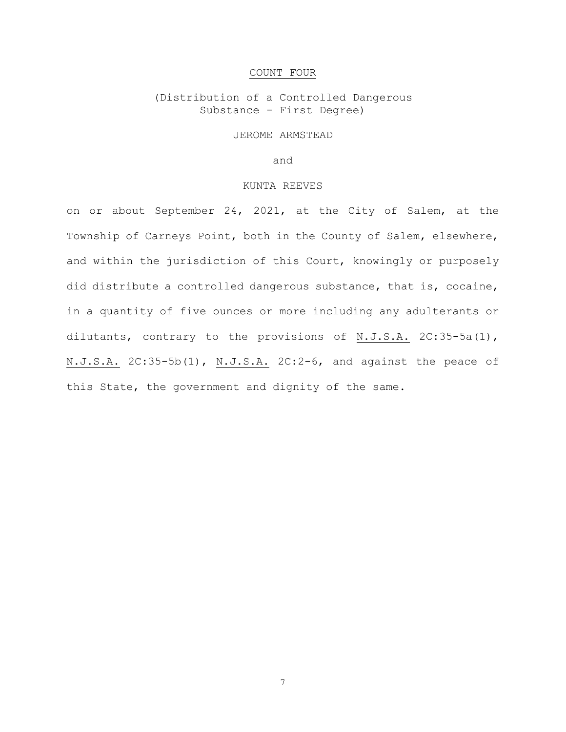## COUNT FOUR

(Distribution of a Controlled Dangerous Substance - First Degree)

JEROME ARMSTEAD

and

KUNTA REEVES

on or about September 24, 2021, at the City of Salem, at the Township of Carneys Point, both in the County of Salem, elsewhere, and within the jurisdiction of this Court, knowingly or purposely did distribute a controlled dangerous substance, that is, cocaine, in a quantity of five ounces or more including any adulterants or dilutants, contrary to the provisions of N.J.S.A. 2C:35-5a(1), N.J.S.A. 2C:35-5b(1), N.J.S.A. 2C:2-6, and against the peace of this State, the government and dignity of the same.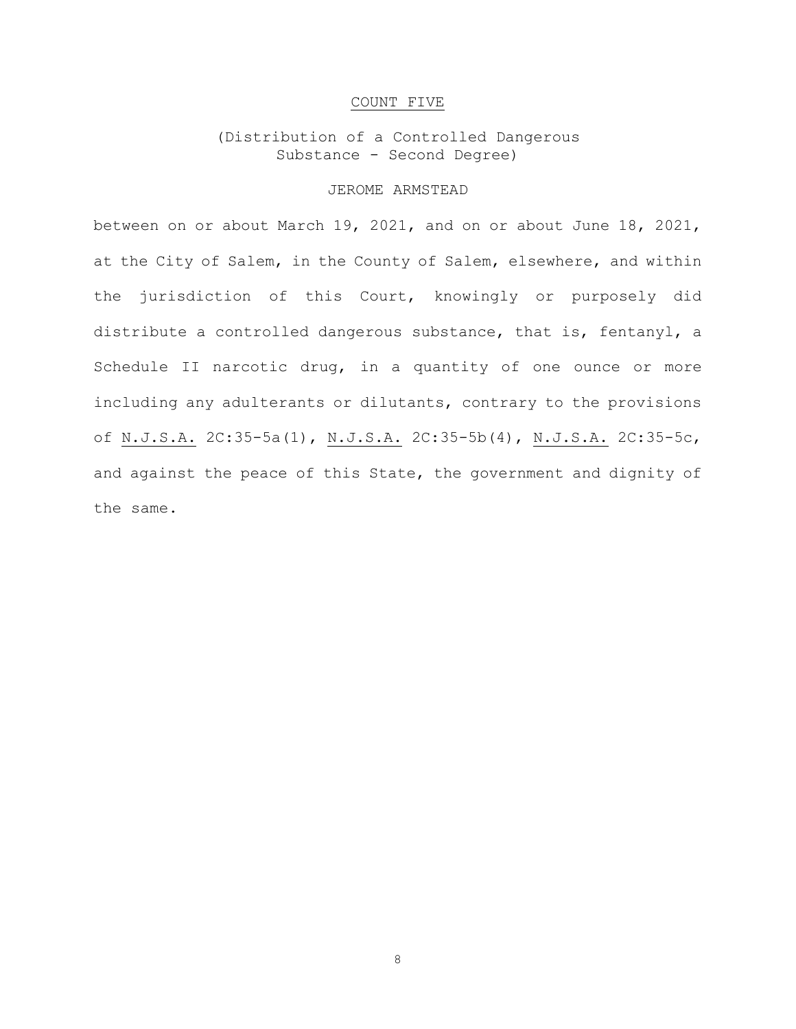## COUNT FIVE

(Distribution of a Controlled Dangerous Substance - Second Degree)

JEROME ARMSTEAD

between on or about March 19, 2021, and on or about June 18, 2021, at the City of Salem, in the County of Salem, elsewhere, and within the jurisdiction of this Court, knowingly or purposely did distribute a controlled dangerous substance, that is, fentanyl, a Schedule II narcotic drug, in a quantity of one ounce or more including any adulterants or dilutants, contrary to the provisions of N.J.S.A. 2C:35-5a(1), N.J.S.A. 2C:35-5b(4), N.J.S.A. 2C:35-5c, and against the peace of this State, the government and dignity of the same.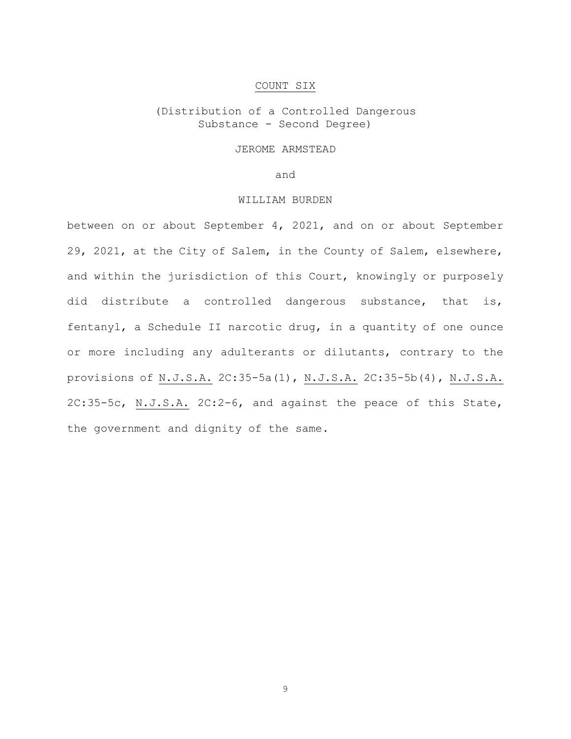## COUNT SIX

(Distribution of a Controlled Dangerous Substance - Second Degree)

JEROME ARMSTEAD

and

WILLIAM BURDEN

between on or about September 4, 2021, and on or about September 29, 2021, at the City of Salem, in the County of Salem, elsewhere, and within the jurisdiction of this Court, knowingly or purposely did distribute a controlled dangerous substance, that is, fentanyl, a Schedule II narcotic drug, in a quantity of one ounce or more including any adulterants or dilutants, contrary to the provisions of N.J.S.A. 2C:35-5a(1), N.J.S.A. 2C:35-5b(4), N.J.S.A. 2C:35-5c, N.J.S.A. 2C:2-6, and against the peace of this State, the government and dignity of the same.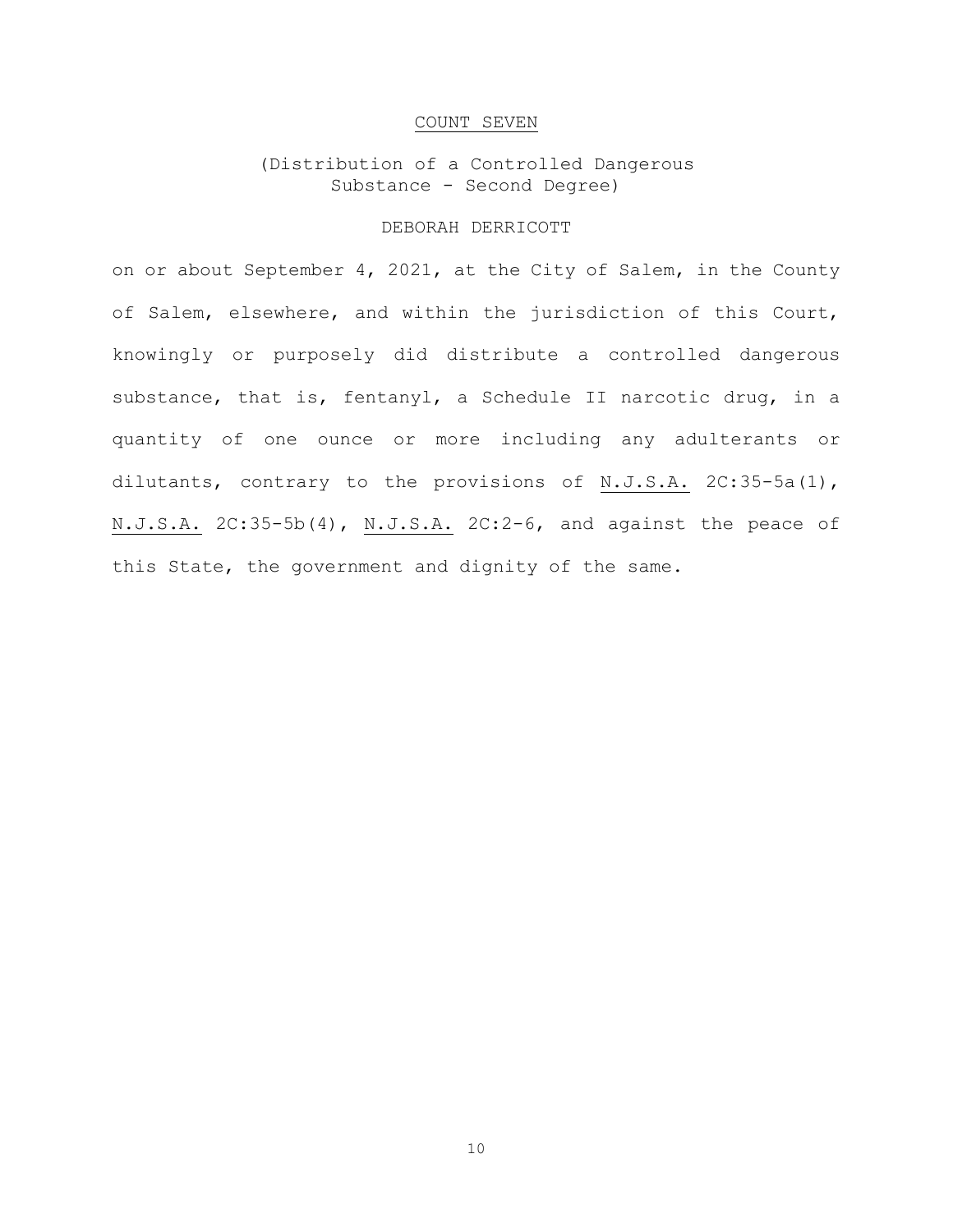## COUNT SEVEN

(Distribution of a Controlled Dangerous Substance - Second Degree)

DEBORAH DERRICOTT

on or about September 4, 2021, at the City of Salem, in the County of Salem, elsewhere, and within the jurisdiction of this Court, knowingly or purposely did distribute a controlled dangerous substance, that is, fentanyl, a Schedule II narcotic drug, in a quantity of one ounce or more including any adulterants or dilutants, contrary to the provisions of N.J.S.A. 2C:35-5a(1), N.J.S.A. 2C:35-5b(4), N.J.S.A. 2C:2-6, and against the peace of this State, the government and dignity of the same.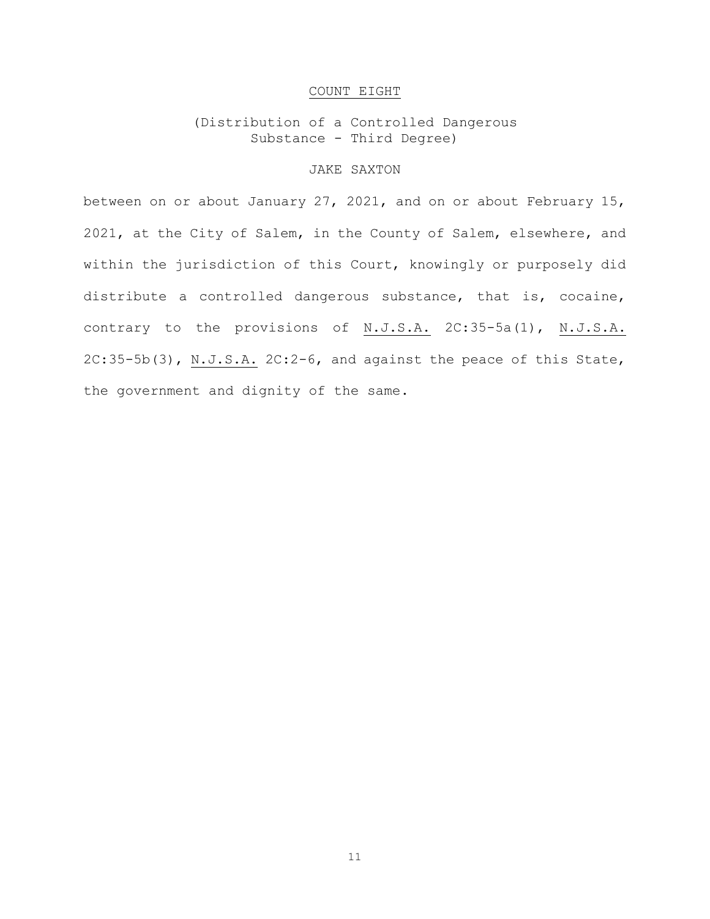## COUNT EIGHT

(Distribution of a Controlled Dangerous Substance - Third Degree)

JAKE SAXTON

between on or about January 27, 2021, and on or about February 15, 2021, at the City of Salem, in the County of Salem, elsewhere, and within the jurisdiction of this Court, knowingly or purposely did distribute a controlled dangerous substance, that is, cocaine, contrary to the provisions of N.J.S.A. 2C:35-5a(1), N.J.S.A. 2C:35-5b(3), N.J.S.A. 2C:2-6, and against the peace of this State, the government and dignity of the same.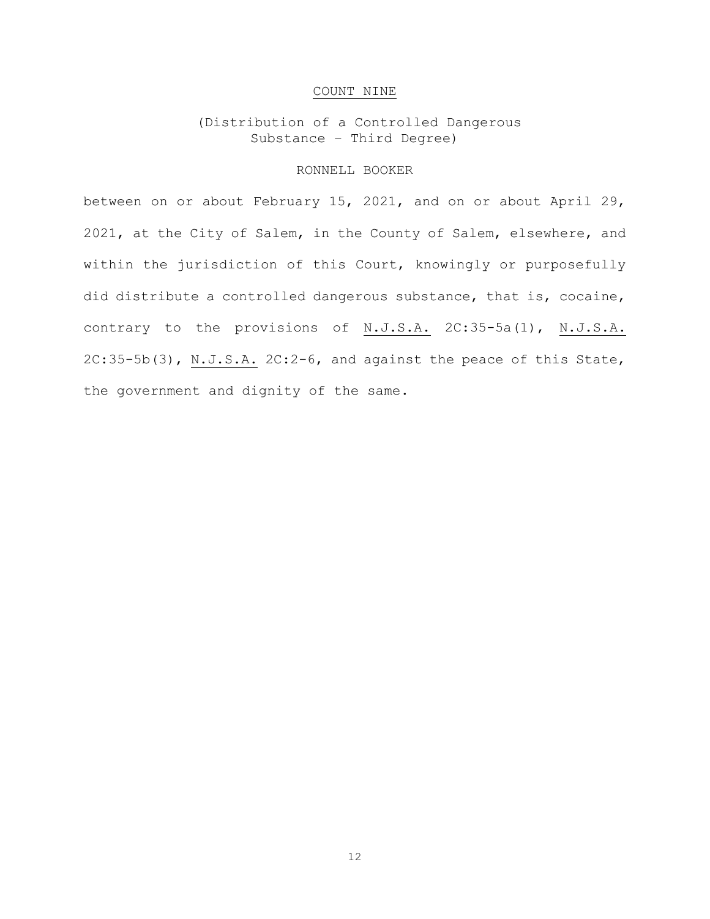# COUNT NINE

(Distribution of a Controlled Dangerous Substance – Third Degree)

RONNELL BOOKER

between on or about February 15, 2021, and on or about April 29, 2021, at the City of Salem, in the County of Salem, elsewhere, and within the jurisdiction of this Court, knowingly or purposefully did distribute a controlled dangerous substance, that is, cocaine, contrary to the provisions of N.J.S.A. 2C:35-5a(1), N.J.S.A. 2C:35-5b(3), N.J.S.A. 2C:2-6, and against the peace of this State, the government and dignity of the same.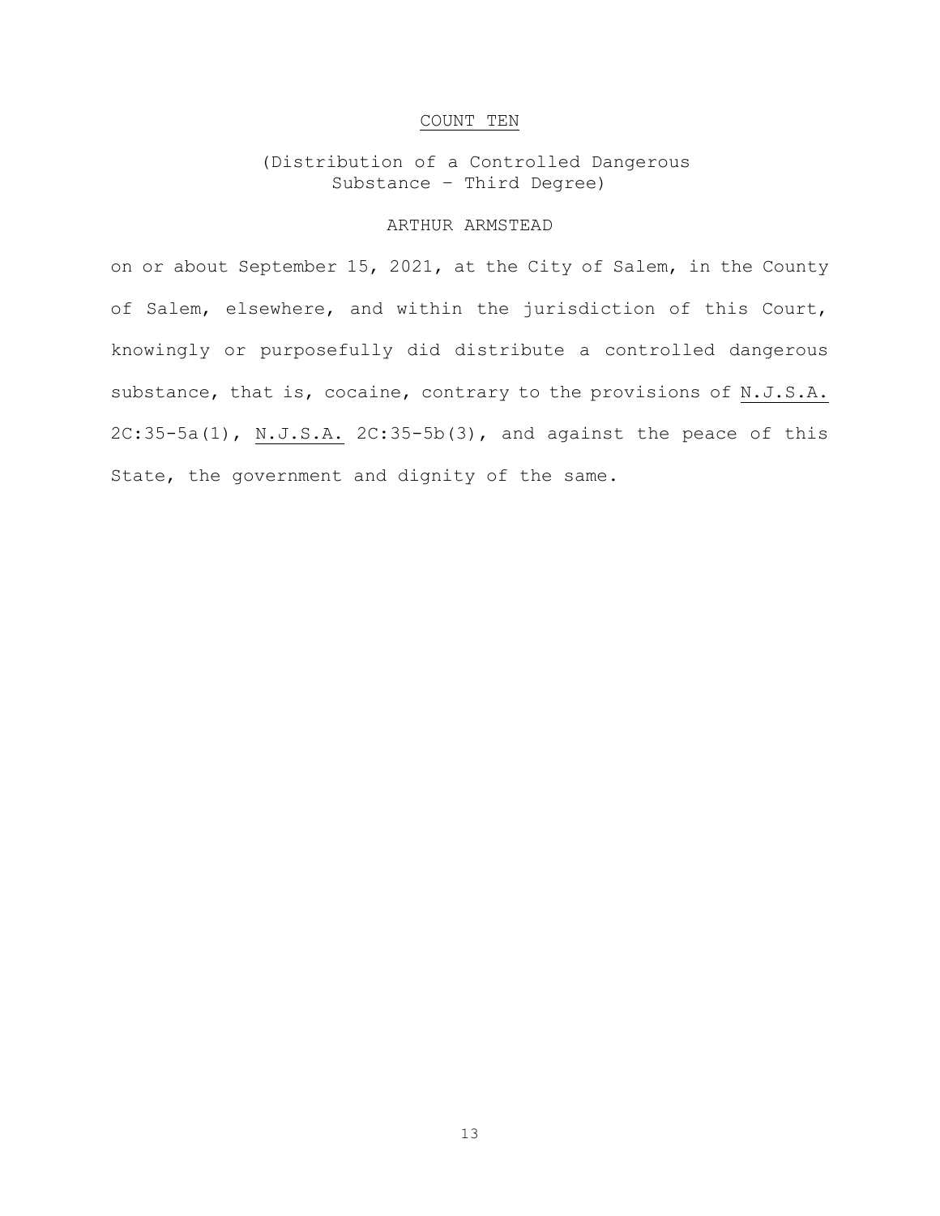## COUNT TEN

(Distribution of a Controlled Dangerous Substance – Third Degree)

ARTHUR ARMSTEAD

on or about September 15, 2021, at the City of Salem, in the County of Salem, elsewhere, and within the jurisdiction of this Court, knowingly or purposefully did distribute a controlled dangerous substance, that is, cocaine, contrary to the provisions of N.J.S.A. 2C:35-5a(1), N.J.S.A. 2C:35-5b(3), and against the peace of this State, the government and dignity of the same.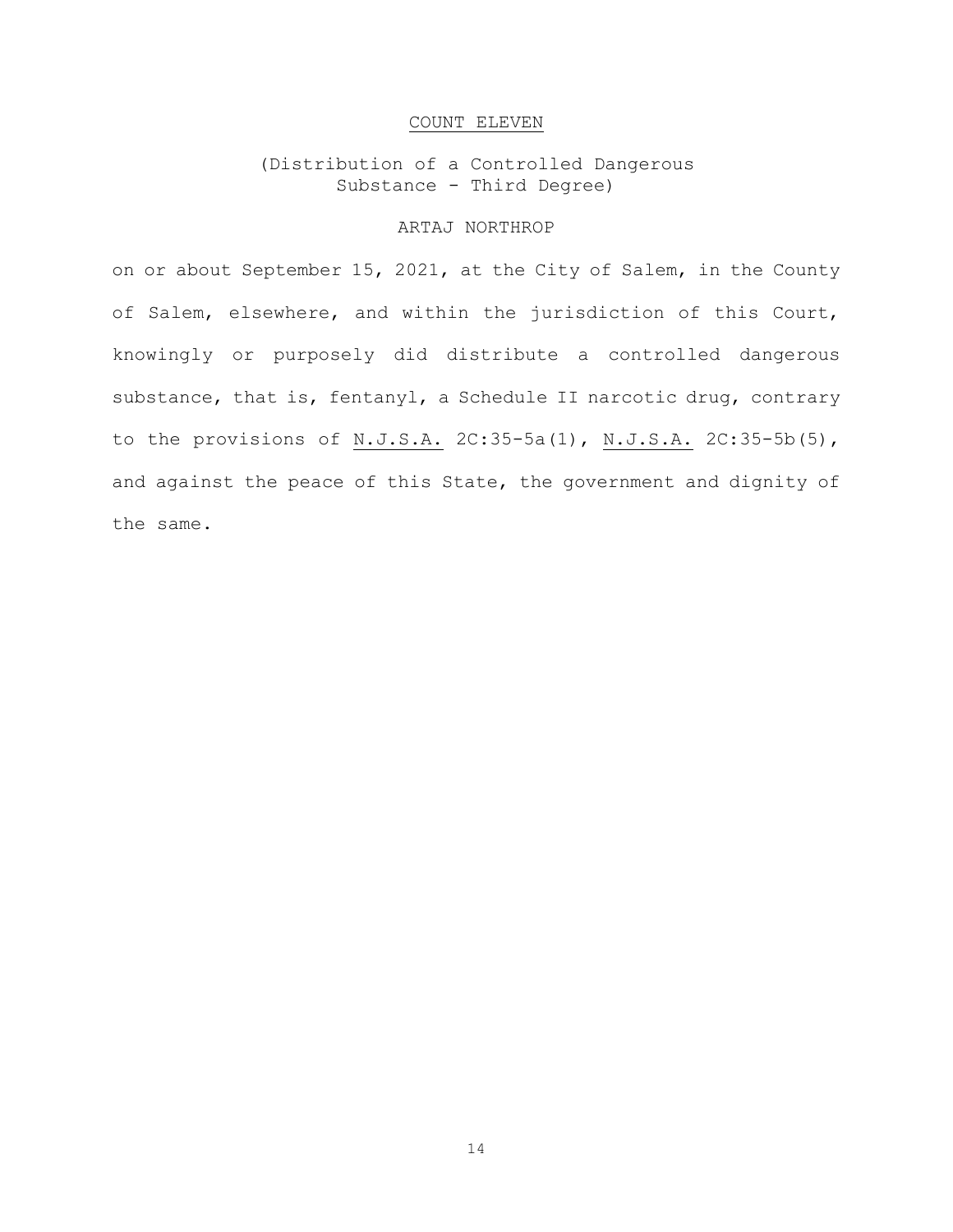<u>COUNT ELEVEN</u>

(Distribution of a Controlled Dangerous Substance - Third Degree)

ARTAJ NORTHROP

on or about September 15, 2021, at the City of Salem, in the County of Salem, elsewhere, and within the jurisdiction of this Court, knowingly or purposely did distribute a controlled dangerous substance, that is, fentanyl, a Schedule II narcotic drug, contrary to the provisions of <u>N.J.S.A.</u> 2C:35-5a(1), <u>N.J.S.A.</u> 2C:35-5b(5), and against the peace of this State, the government and dignity of the same.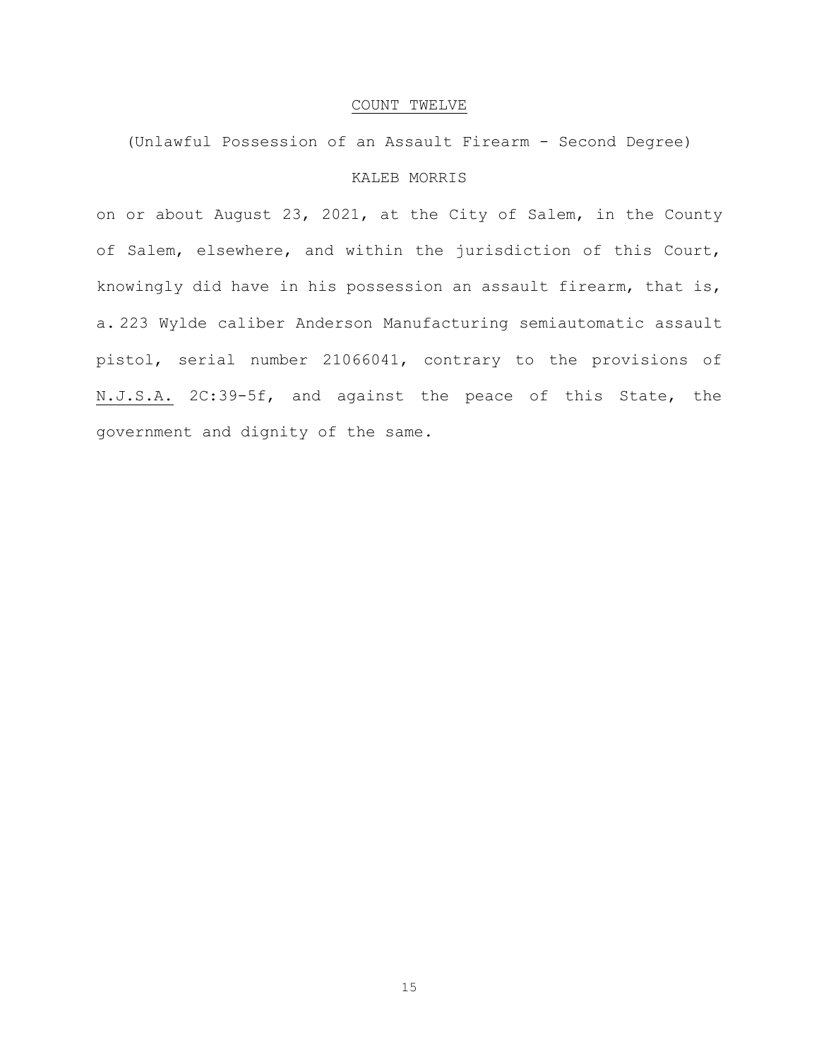COUNT TWELVE

(Unlawful Possession of an Assault Firearm - Second Degree)

KALEB MORRIS

on or about August 23, 2021, at the City of Salem, in the County of Salem, elsewhere, and within the jurisdiction of this Court, knowingly did have in his possession an assault firearm, that is, a. 223 Wylde caliber Anderson Manufacturing semiautomatic assault pistol, serial number 21066041, contrary to the provisions of N.J.S.A. 2C:39-5f, and against the peace of this State, the government and dignity of the same.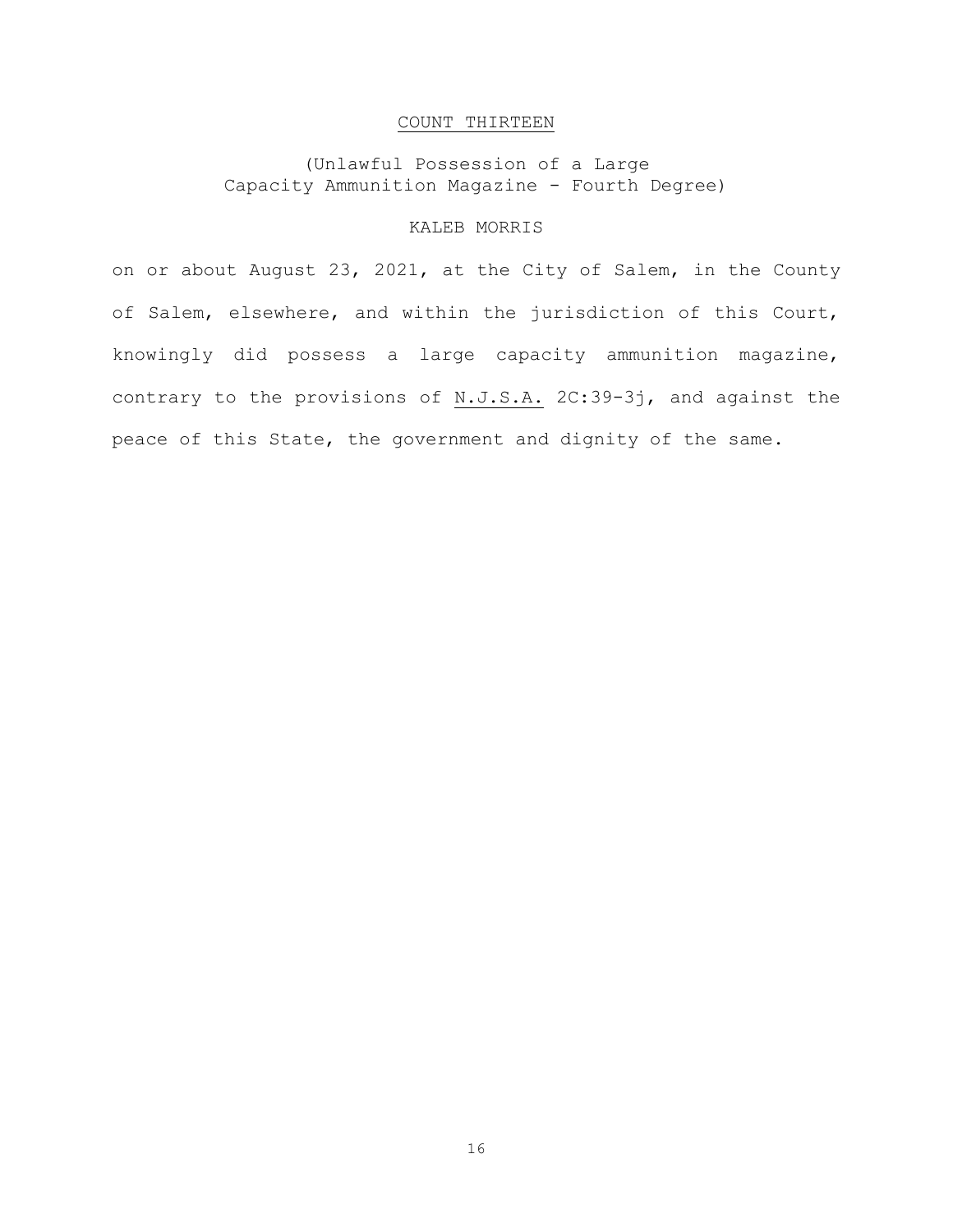## COUNT THIRTEEN

(Unlawful Possession of a Large Capacity Ammunition Magazine - Fourth Degree)

KALEB MORRIS

on or about August 23, 2021, at the City of Salem, in the County of Salem, elsewhere, and within the jurisdiction of this Court, knowingly did possess a large capacity ammunition magazine, contrary to the provisions of N.J.S.A. 2C:39-3j, and against the peace of this State, the government and dignity of the same.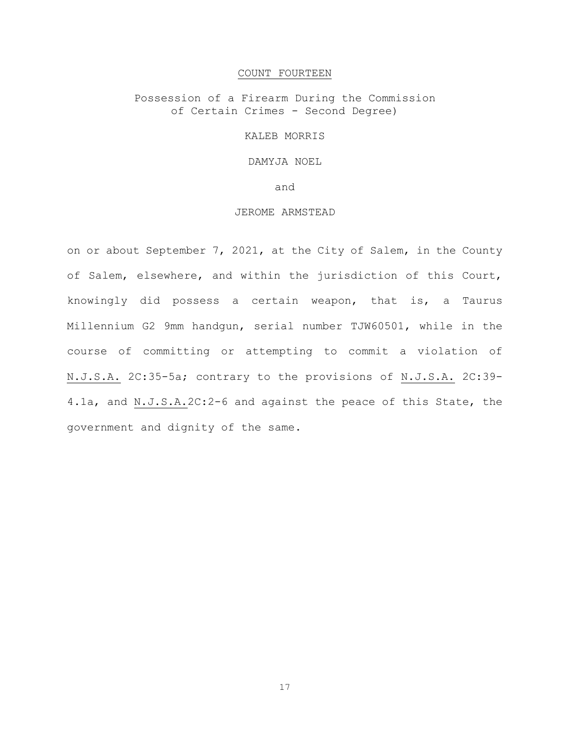COUNT FOURTEEN

Possession of a Firearm During the Commission of Certain Crimes - Second Degree)

KALEB MORRIS

DAMYJA NOEL

and

JEROME ARMSTEAD

on or about September 7, 2021, at the City of Salem, in the County of Salem, elsewhere, and within the jurisdiction of this Court, knowingly did possess a certain weapon, that is, a Taurus Millennium G2 9mm handgun, serial number TJW60501, while in the course of committing or attempting to commit a violation of N.J.S.A. 2C:35-5a; contrary to the provisions of N.J.S.A. 2C:39-4.1a, and N.J.S.A.2C:2-6 and against the peace of this State, the government and dignity of the same.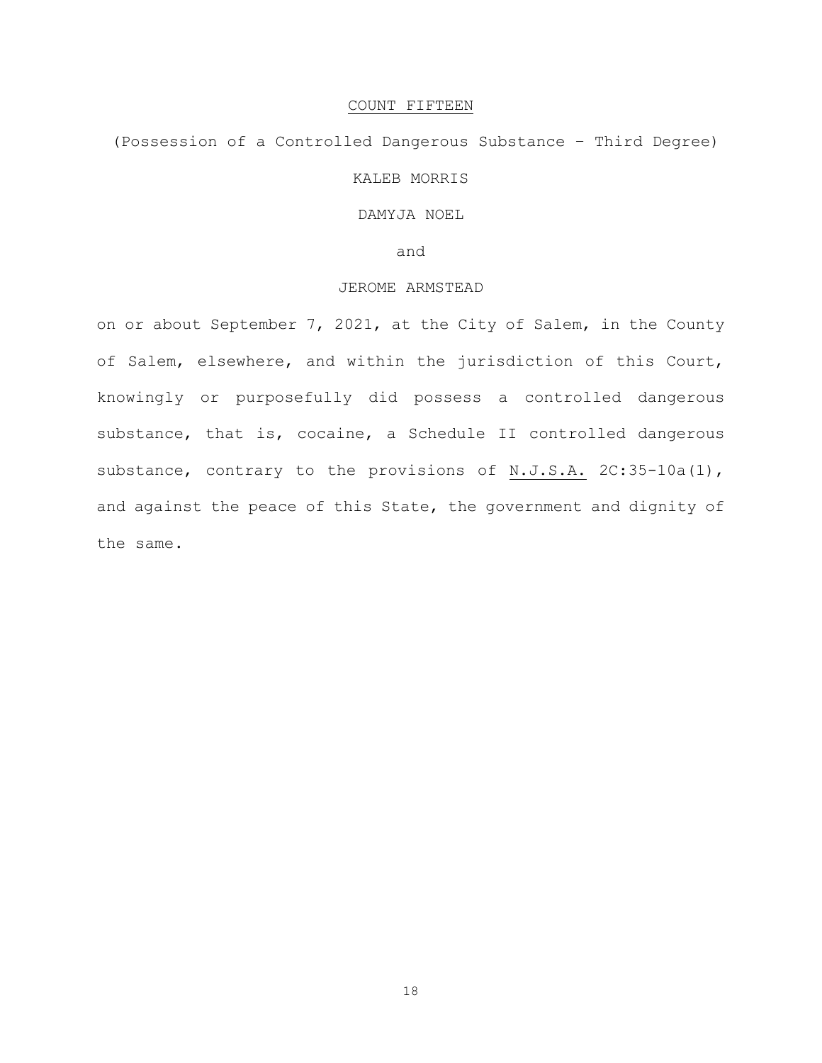<u>COUNT FIFTEEN</u>

(Possession of a Controlled Dangerous Substance – Third Degree)

KALEB MORRIS

DAMYJA NOEL

and

JEROME ARMSTEAD

on or about September 7, 2021, at the City of Salem, in the County of Salem, elsewhere, and within the jurisdiction of this Court, knowingly or purposefully did possess a controlled dangerous substance, that is, cocaine, a Schedule II controlled dangerous substance, contrary to the provisions of <u>N.J.S.A.</u> 2C:35-10a(1), and against the peace of this State, the government and dignity of the same.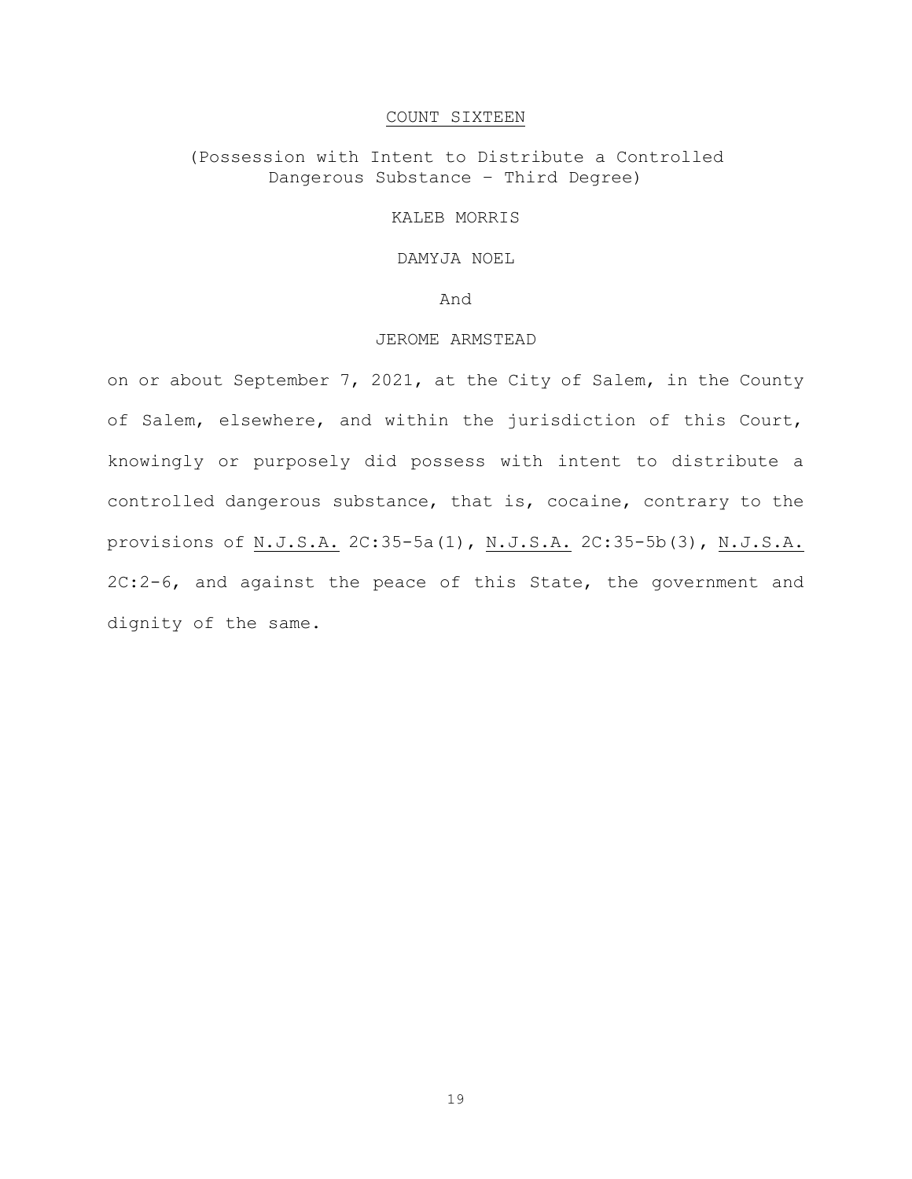<u>COUNT SIXTEEN</u>

(Possession with Intent to Distribute a Controlled Dangerous Substance – Third Degree)

KALEB MORRIS

DAMYJA NOEL

And

JEROME ARMSTEAD

on or about September 7, 2021, at the City of Salem, in the County of Salem, elsewhere, and within the jurisdiction of this Court, knowingly or purposely did possess with intent to distribute a controlled dangerous substance, that is, cocaine, contrary to the provisions of <u>N.J.S.A.</u> 2C:35-5a(1), <u>N.J.S.A.</u> 2C:35-5b(3), <u>N.J.S.A.</u> 2C:2-6, and against the peace of this State, the government and dignity of the same.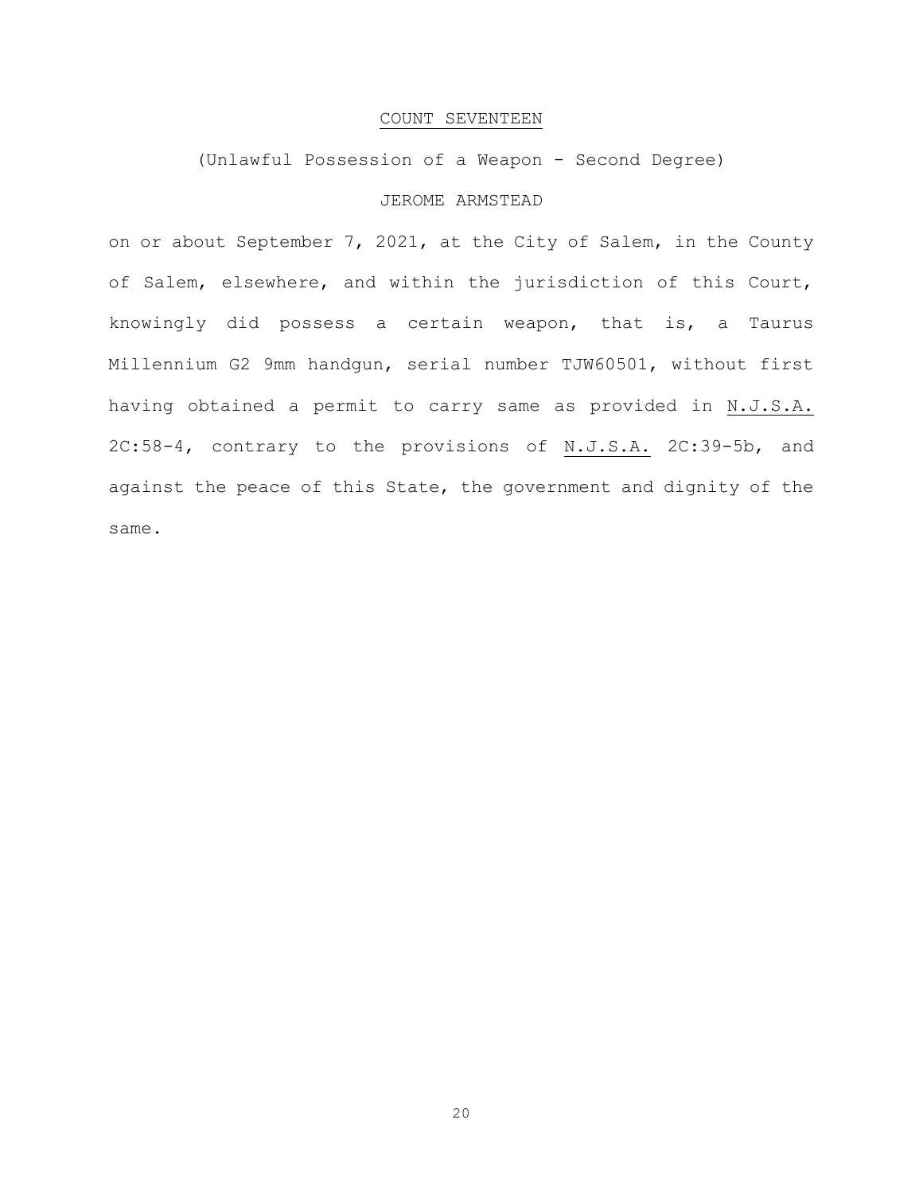## COUNT SEVENTEEN

(Unlawful Possession of a Weapon - Second Degree)

JEROME ARMSTEAD

on or about September 7, 2021, at the City of Salem, in the County of Salem, elsewhere, and within the jurisdiction of this Court, knowingly did possess a certain weapon, that is, a Taurus Millennium G2 9mm handgun, serial number TJW60501, without first having obtained a permit to carry same as provided in N.J.S.A. 2C:58-4, contrary to the provisions of N.J.S.A. 2C:39-5b, and against the peace of this State, the government and dignity of the same.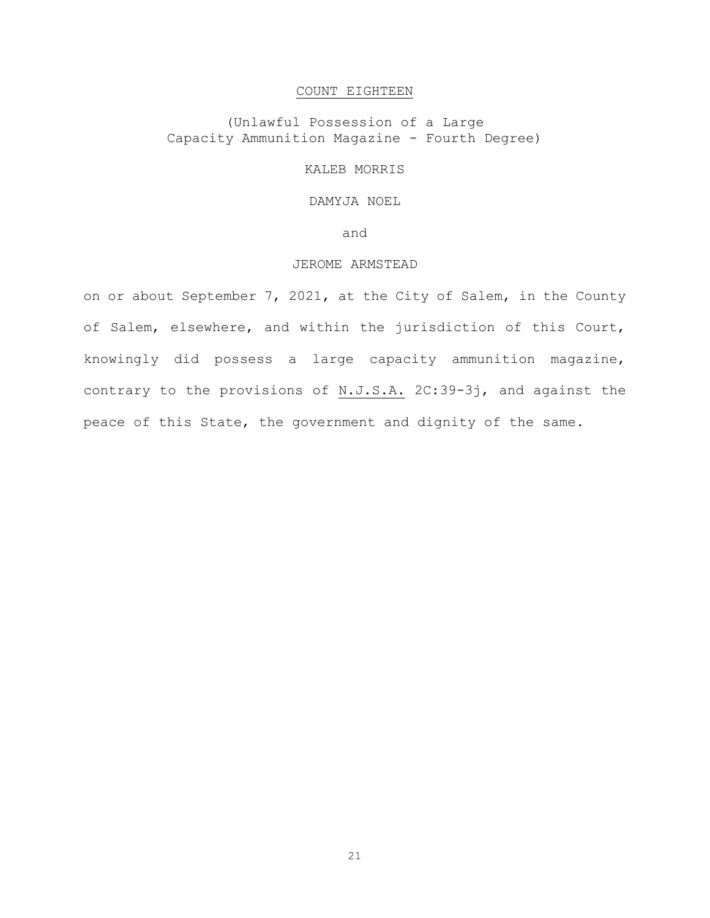## COUNT EIGHTEEN

(Unlawful Possession of a Large Capacity Ammunition Magazine - Fourth Degree)

KALEB MORRIS

DAMYJA NOEL

and

JEROME ARMSTEAD

on or about September 7, 2021, at the City of Salem, in the County of Salem, elsewhere, and within the jurisdiction of this Court, knowingly did possess a large capacity ammunition magazine, contrary to the provisions of N.J.S.A. 2C:39-3j, and against the peace of this State, the government and dignity of the same.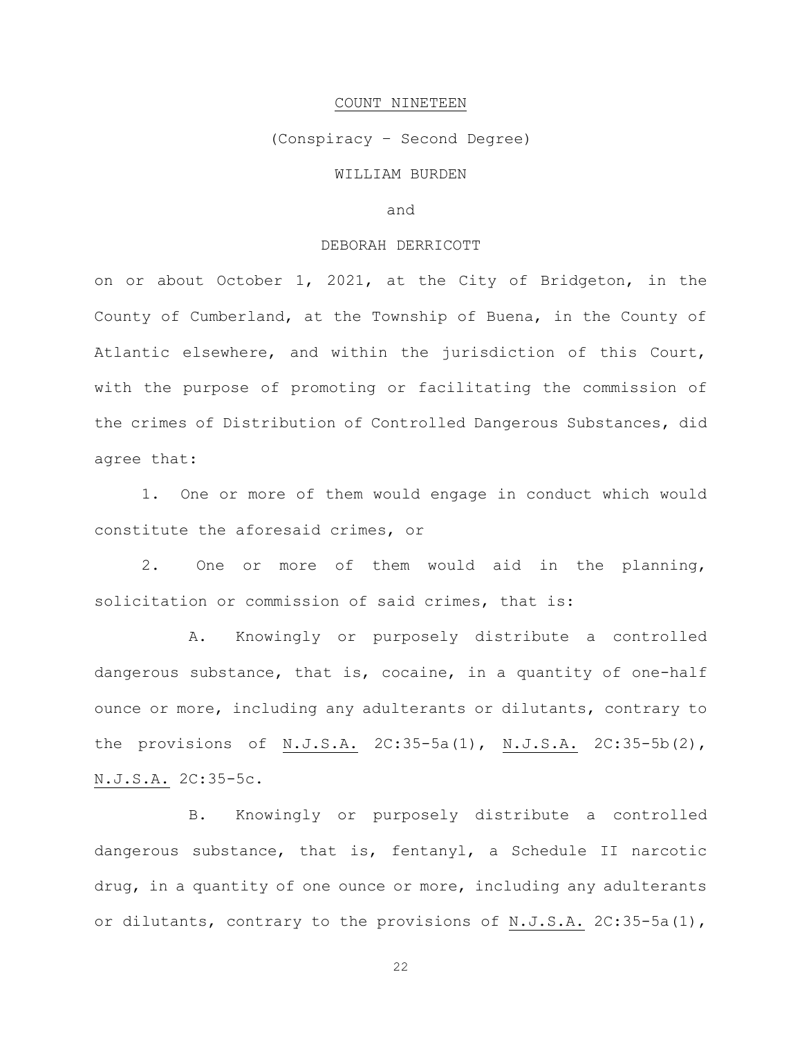COUNT NINETEEN

(Conspiracy – Second Degree)

WILLIAM BURDEN

and

DEBORAH DERRICOTT

on or about October 1, 2021, at the City of Bridgeton, in the County of Cumberland, at the Township of Buena, in the County of Atlantic elsewhere, and within the jurisdiction of this Court, with the purpose of promoting or facilitating the commission of the crimes of Distribution of Controlled Dangerous Substances, did agree that:

1. One or more of them would engage in conduct which would constitute the aforesaid crimes, or

2. One or more of them would aid in the planning, solicitation or commission of said crimes, that is:

A. Knowingly or purposely distribute a controlled dangerous substance, that is, cocaine, in a quantity of one-half ounce or more, including any adulterants or dilutants, contrary to the provisions of N.J.S.A. 2C:35-5a(1), N.J.S.A. 2C:35-5b(2), N.J.S.A. 2C:35-5c.

B. Knowingly or purposely distribute a controlled dangerous substance, that is, fentanyl, a Schedule II narcotic drug, in a quantity of one ounce or more, including any adulterants or dilutants, contrary to the provisions of N.J.S.A. 2C:35-5a(1),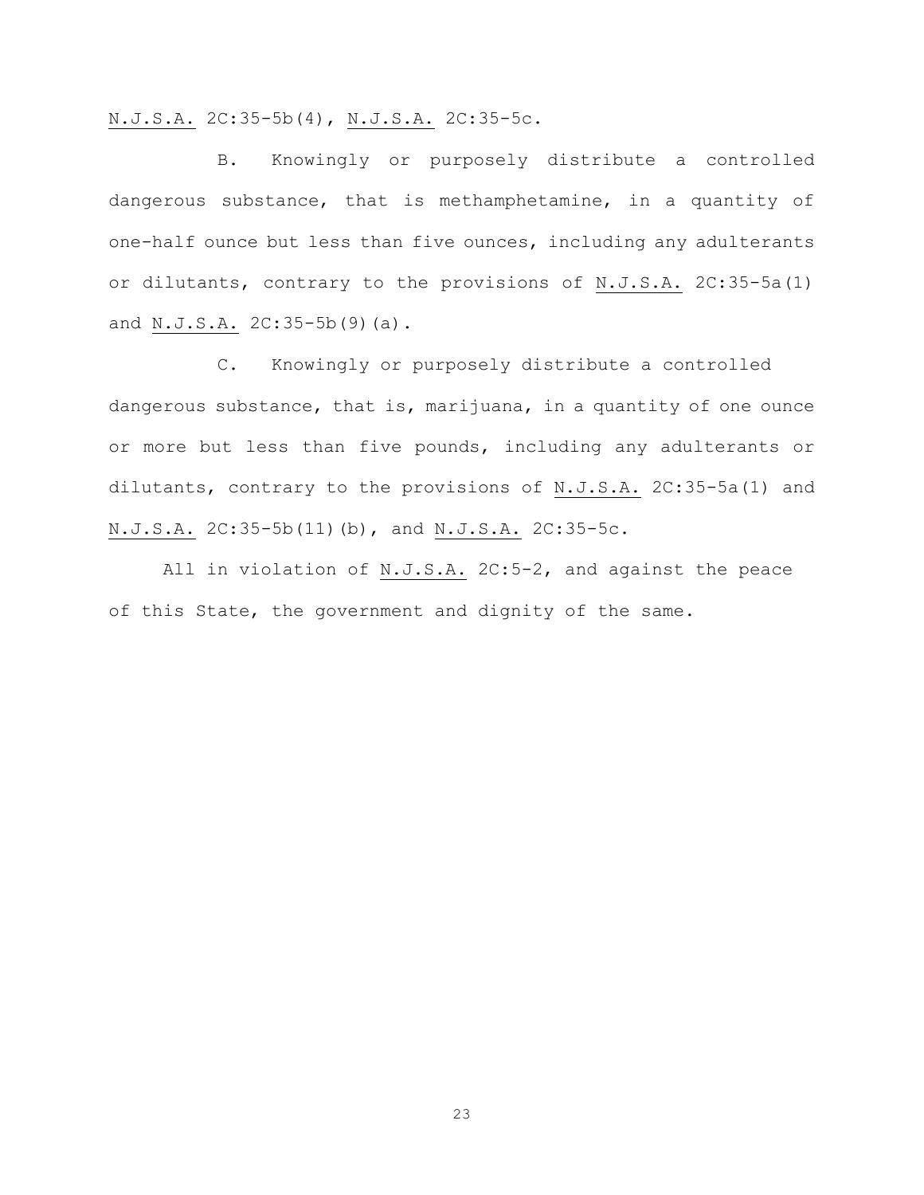N.J.S.A. 2C:35-5b(4), N.J.S.A. 2C:35-5c.

B. Knowingly or purposely distribute a controlled dangerous substance, that is methamphetamine, in a quantity of one-half ounce but less than five ounces, including any adulterants or dilutants, contrary to the provisions of N.J.S.A. 2C:35-5a(1) and N.J.S.A. 2C:35-5b(9)(a).

C. Knowingly or purposely distribute a controlled dangerous substance, that is, marijuana, in a quantity of one ounce or more but less than five pounds, including any adulterants or dilutants, contrary to the provisions of N.J.S.A. 2C:35-5a(1) and N.J.S.A. 2C:35-5b(11)(b), and N.J.S.A. 2C:35-5c.

All in violation of N.J.S.A. 2C:5-2, and against the peace of this State, the government and dignity of the same.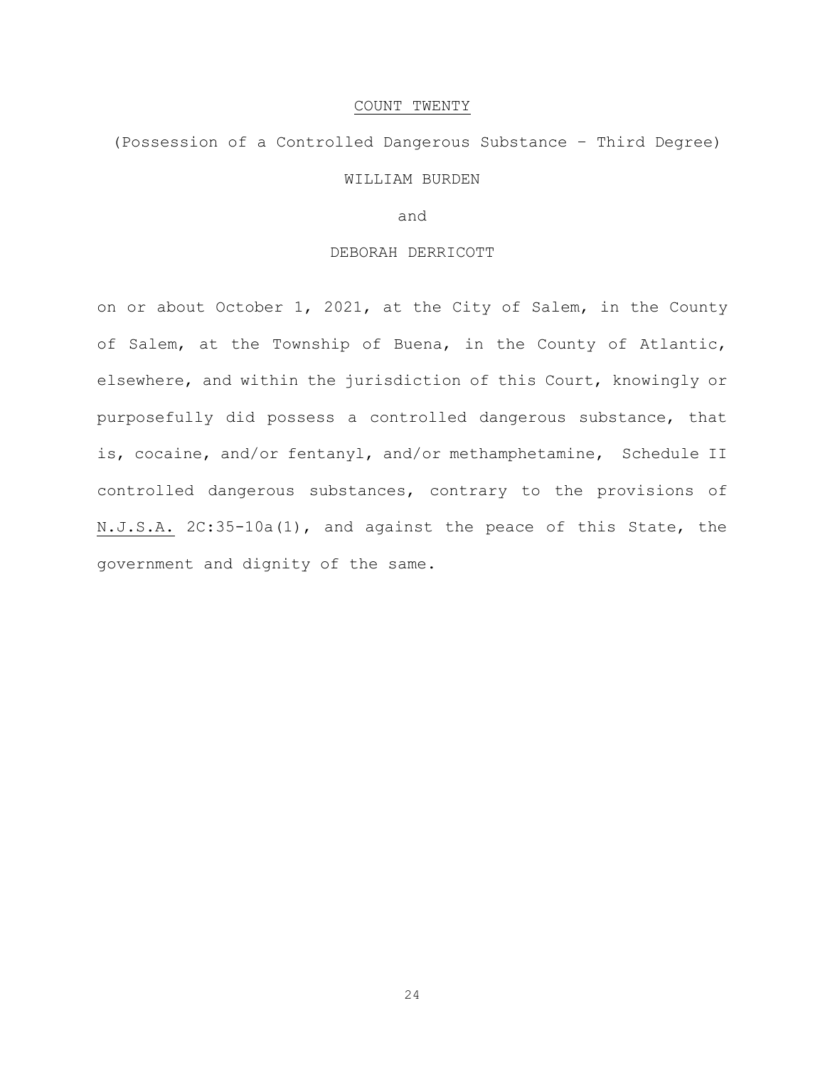## COUNT TWENTY

(Possession of a Controlled Dangerous Substance – Third Degree)

WILLIAM BURDEN

and

DEBORAH DERRICOTT

on or about October 1, 2021, at the City of Salem, in the County of Salem, at the Township of Buena, in the County of Atlantic, elsewhere, and within the jurisdiction of this Court, knowingly or purposefully did possess a controlled dangerous substance, that is, cocaine, and/or fentanyl, and/or methamphetamine, Schedule II controlled dangerous substances, contrary to the provisions of N.J.S.A. 2C:35-10a(1), and against the peace of this State, the government and dignity of the same.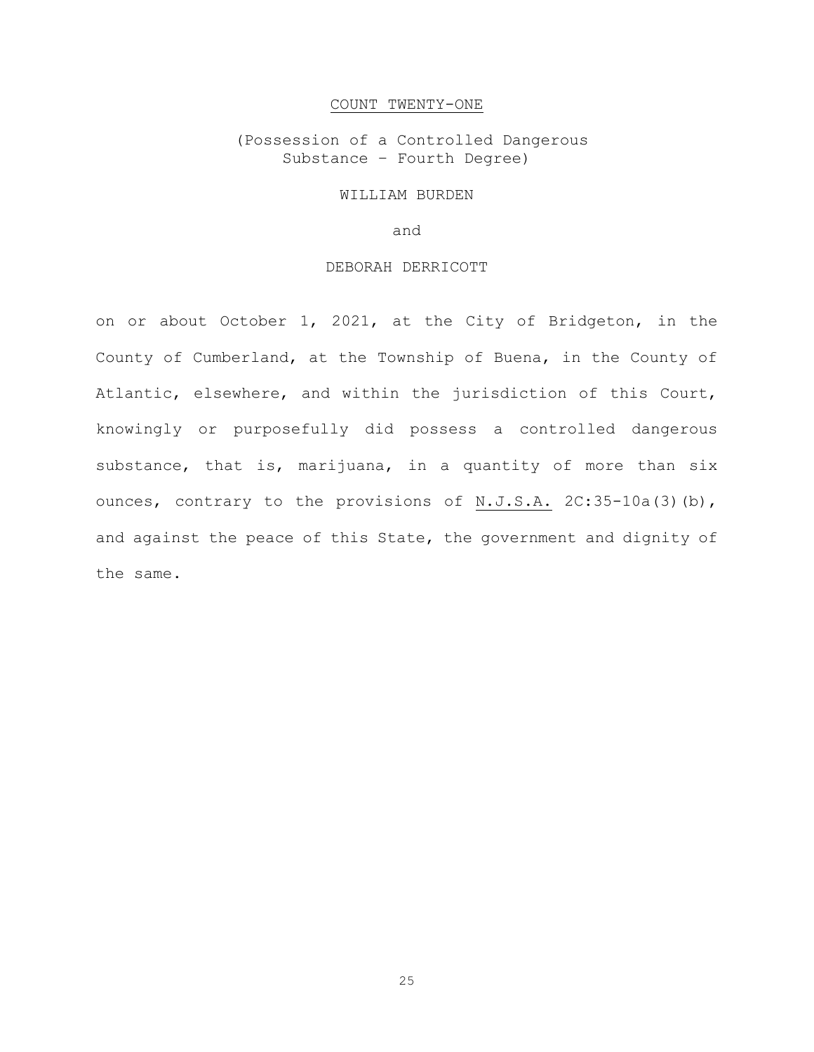## COUNT TWENTY-ONE

(Possession of a Controlled Dangerous Substance – Fourth Degree)

WILLIAM BURDEN

and

DEBORAH DERRICOTT

on or about October 1, 2021, at the City of Bridgeton, in the County of Cumberland, at the Township of Buena, in the County of Atlantic, elsewhere, and within the jurisdiction of this Court, knowingly or purposefully did possess a controlled dangerous substance, that is, marijuana, in a quantity of more than six ounces, contrary to the provisions of N.J.S.A. 2C:35-10a(3)(b), and against the peace of this State, the government and dignity of the same.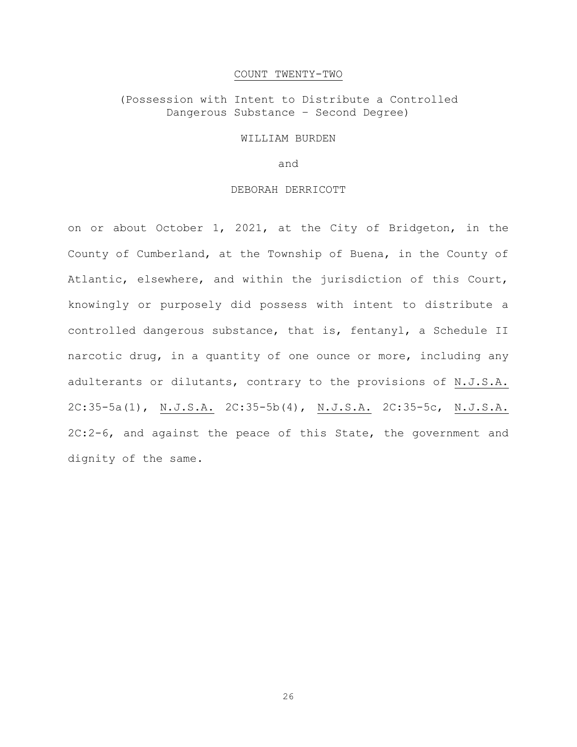## COUNT TWENTY-TWO

(Possession with Intent to Distribute a Controlled Dangerous Substance – Second Degree)

WILLIAM BURDEN

and

DEBORAH DERRICOTT

on or about October 1, 2021, at the City of Bridgeton, in the County of Cumberland, at the Township of Buena, in the County of Atlantic, elsewhere, and within the jurisdiction of this Court, knowingly or purposely did possess with intent to distribute a controlled dangerous substance, that is, fentanyl, a Schedule II narcotic drug, in a quantity of one ounce or more, including any adulterants or dilutants, contrary to the provisions of N.J.S.A. 2C:35-5a(1), N.J.S.A. 2C:35-5b(4), N.J.S.A. 2C:35-5c, N.J.S.A. 2C:2-6, and against the peace of this State, the government and dignity of the same.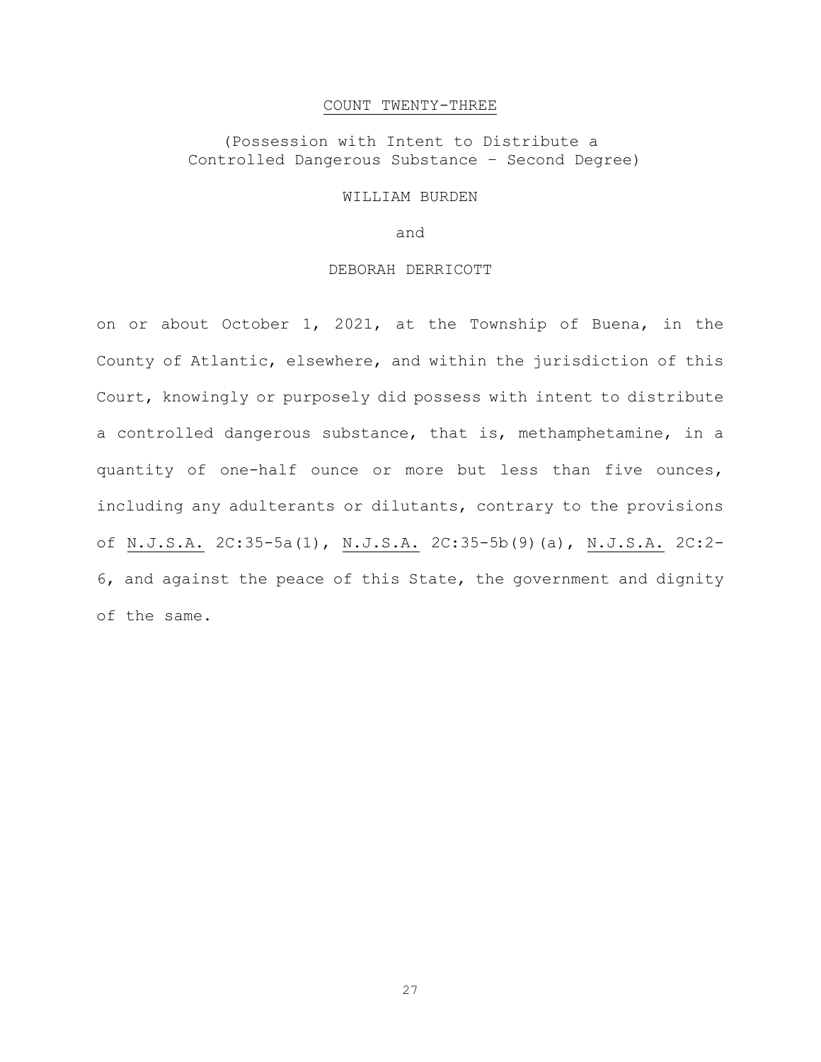<u>COUNT TWENTY-THREE</u>

(Possession with Intent to Distribute a Controlled Dangerous Substance – Second Degree)

WILLIAM BURDEN

and

DEBORAH DERRICOTT

on or about October 1, 2021, at the Township of Buena, in the County of Atlantic, elsewhere, and within the jurisdiction of this Court, knowingly or purposely did possess with intent to distribute a controlled dangerous substance, that is, methamphetamine, in a quantity of one-half ounce or more but less than five ounces, including any adulterants or dilutants, contrary to the provisions of <u>N.J.S.A.</u> 2C:35-5a(1), <u>N.J.S.A.</u> 2C:35-5b(9)(a), <u>N.J.S.A.</u> 2C:2-6, and against the peace of this State, the government and dignity of the same.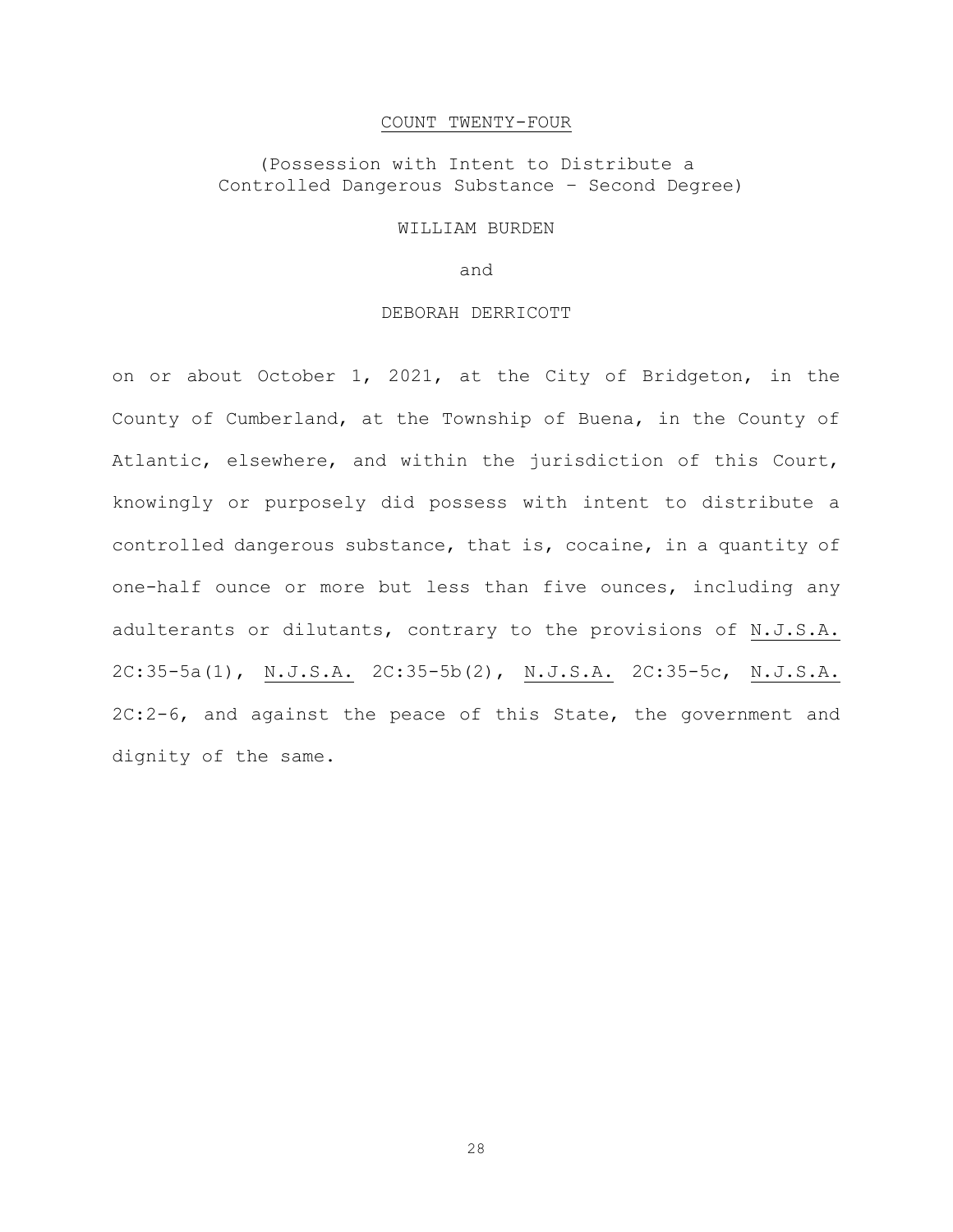## COUNT TWENTY-FOUR

(Possession with Intent to Distribute a Controlled Dangerous Substance – Second Degree)

WILLIAM BURDEN

and

DEBORAH DERRICOTT

on or about October 1, 2021, at the City of Bridgeton, in the County of Cumberland, at the Township of Buena, in the County of Atlantic, elsewhere, and within the jurisdiction of this Court, knowingly or purposely did possess with intent to distribute a controlled dangerous substance, that is, cocaine, in a quantity of one-half ounce or more but less than five ounces, including any adulterants or dilutants, contrary to the provisions of N.J.S.A. 2C:35-5a(1), N.J.S.A. 2C:35-5b(2), N.J.S.A. 2C:35-5c, N.J.S.A. 2C:2-6, and against the peace of this State, the government and dignity of the same.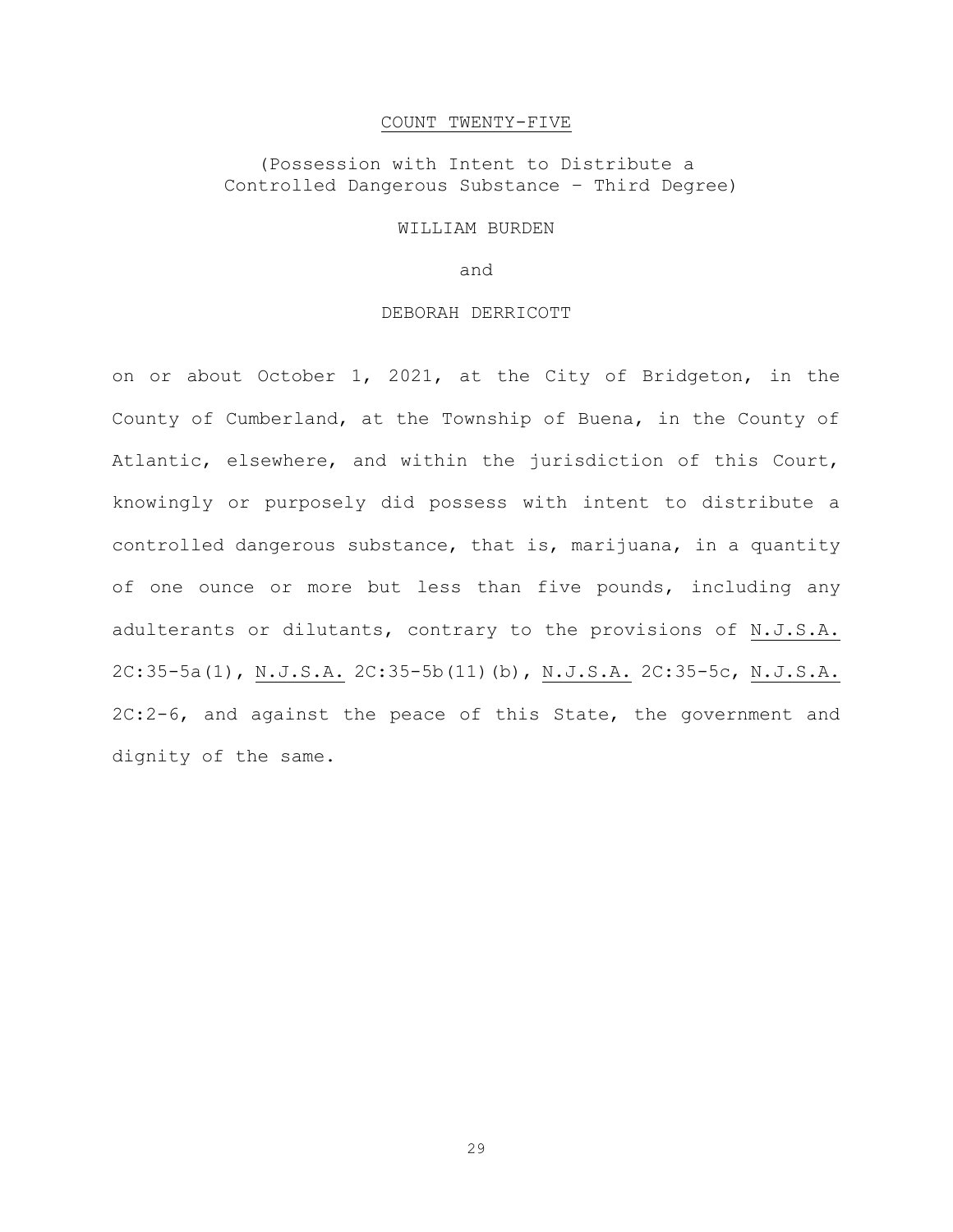## COUNT TWENTY-FIVE

(Possession with Intent to Distribute a Controlled Dangerous Substance – Third Degree)

WILLIAM BURDEN

and

DEBORAH DERRICOTT

on or about October 1, 2021, at the City of Bridgeton, in the County of Cumberland, at the Township of Buena, in the County of Atlantic, elsewhere, and within the jurisdiction of this Court, knowingly or purposely did possess with intent to distribute a controlled dangerous substance, that is, marijuana, in a quantity of one ounce or more but less than five pounds, including any adulterants or dilutants, contrary to the provisions of N.J.S.A. 2C:35-5a(1), N.J.S.A. 2C:35-5b(11)(b), N.J.S.A. 2C:35-5c, N.J.S.A. 2C:2-6, and against the peace of this State, the government and dignity of the same.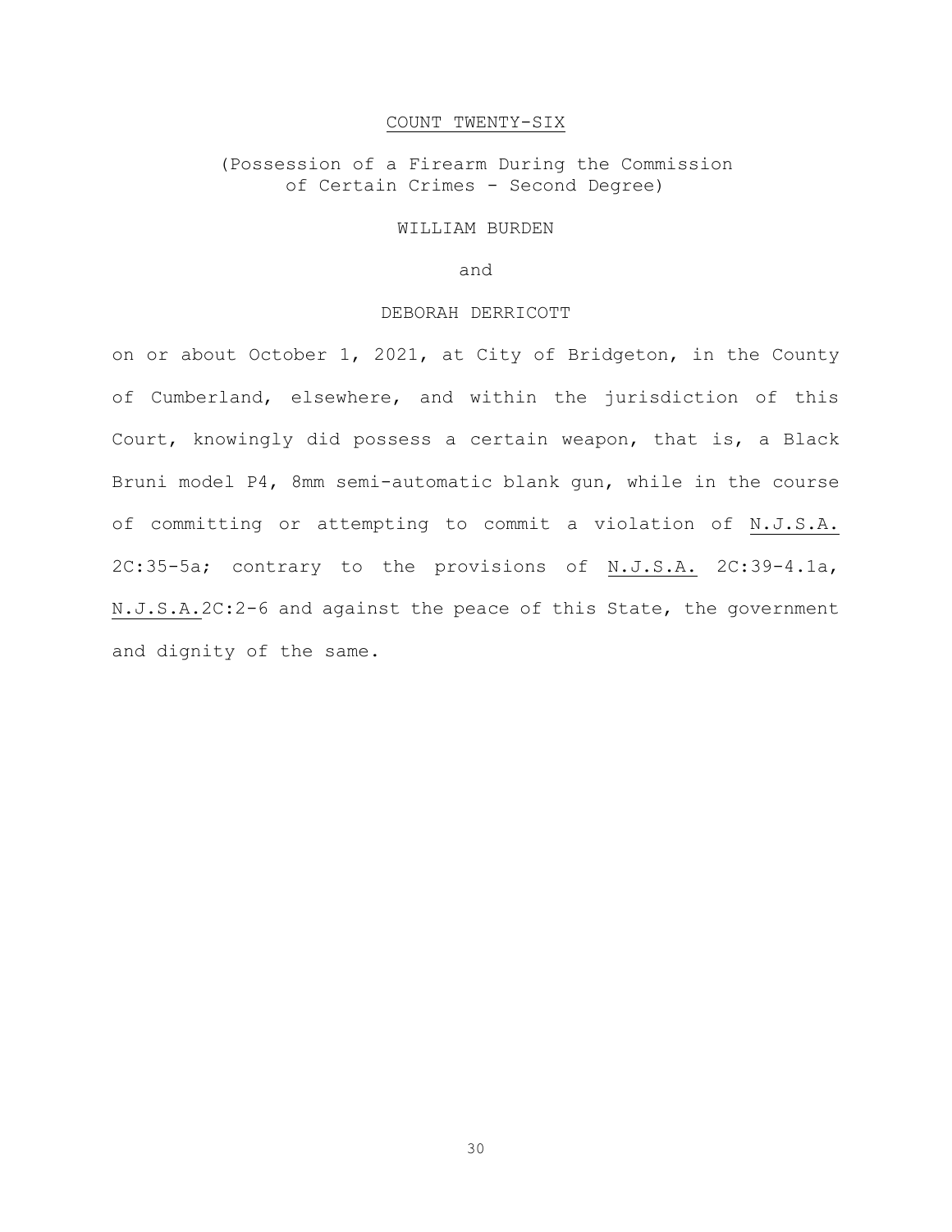<u>COUNT TWENTY-SIX</u>

(Possession of a Firearm During the Commission of Certain Crimes - Second Degree)

WILLIAM BURDEN

and

DEBORAH DERRICOTT

on or about October 1, 2021, at City of Bridgeton, in the County of Cumberland, elsewhere, and within the jurisdiction of this Court, knowingly did possess a certain weapon, that is, a Black Bruni model P4, 8mm semi-automatic blank gun, while in the course of committing or attempting to commit a violation of <u>N.J.S.A.</u> 2C:35-5a; contrary to the provisions of <u>N.J.S.A.</u> 2C:39-4.1a, <u>N.J.S.A.</u>2C:2-6 and against the peace of this State, the government and dignity of the same.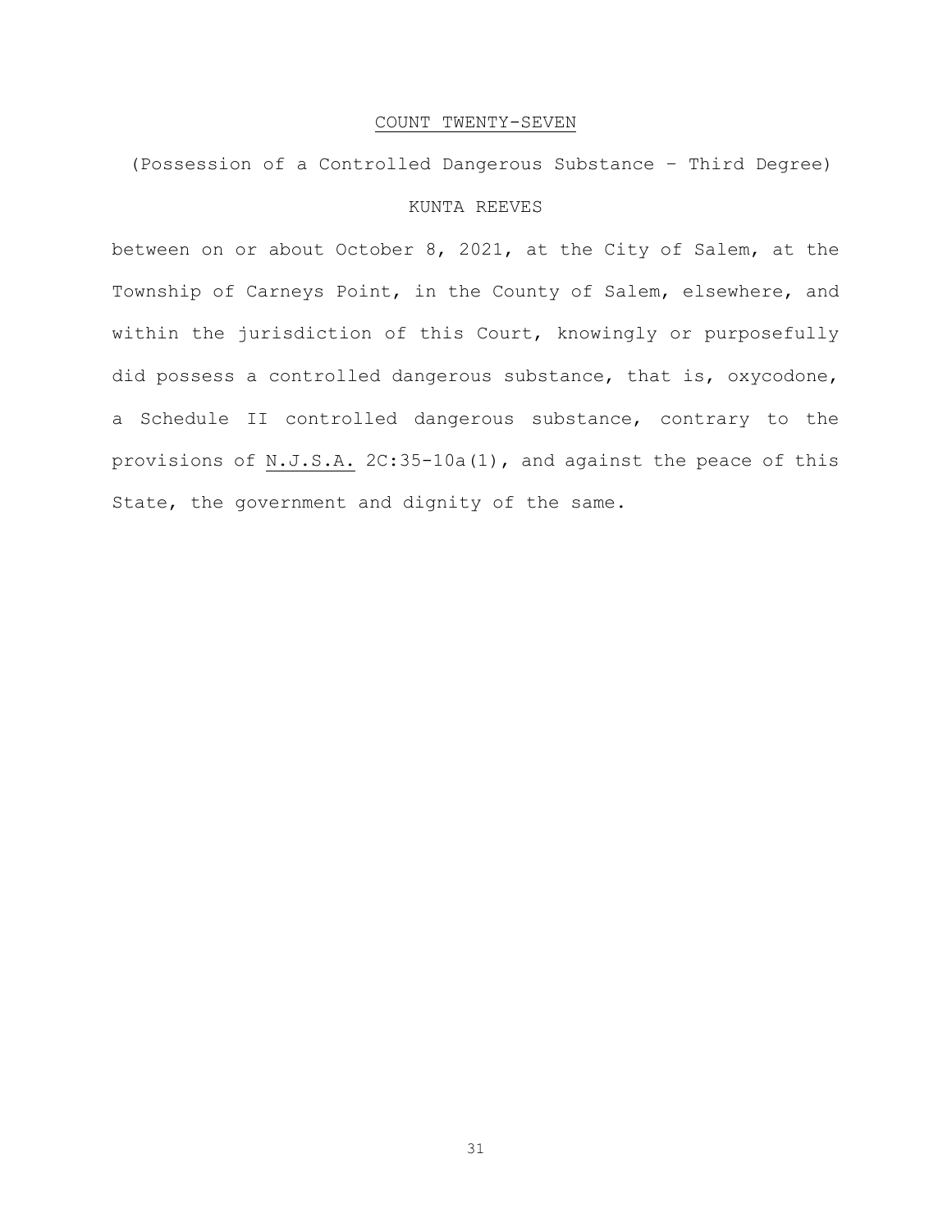## COUNT TWENTY-SEVEN

(Possession of a Controlled Dangerous Substance – Third Degree)

KUNTA REEVES

between on or about October 8, 2021, at the City of Salem, at the Township of Carneys Point, in the County of Salem, elsewhere, and within the jurisdiction of this Court, knowingly or purposefully did possess a controlled dangerous substance, that is, oxycodone, a Schedule II controlled dangerous substance, contrary to the provisions of N.J.S.A. 2C:35-10a(1), and against the peace of this State, the government and dignity of the same.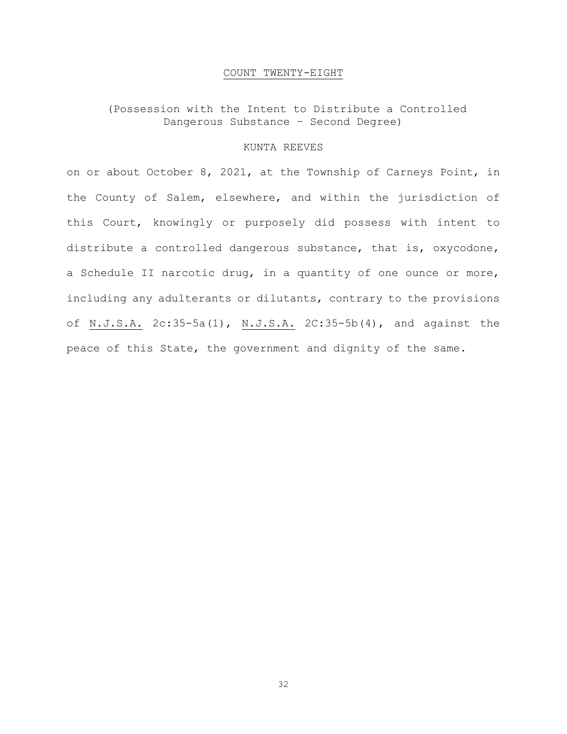## COUNT TWENTY-EIGHT

(Possession with the Intent to Distribute a Controlled Dangerous Substance – Second Degree)

KUNTA REEVES

on or about October 8, 2021, at the Township of Carneys Point, in the County of Salem, elsewhere, and within the jurisdiction of this Court, knowingly or purposely did possess with intent to distribute a controlled dangerous substance, that is, oxycodone, a Schedule II narcotic drug, in a quantity of one ounce or more, including any adulterants or dilutants, contrary to the provisions of N.J.S.A. 2c:35-5a(1), N.J.S.A. 2C:35-5b(4), and against the peace of this State, the government and dignity of the same.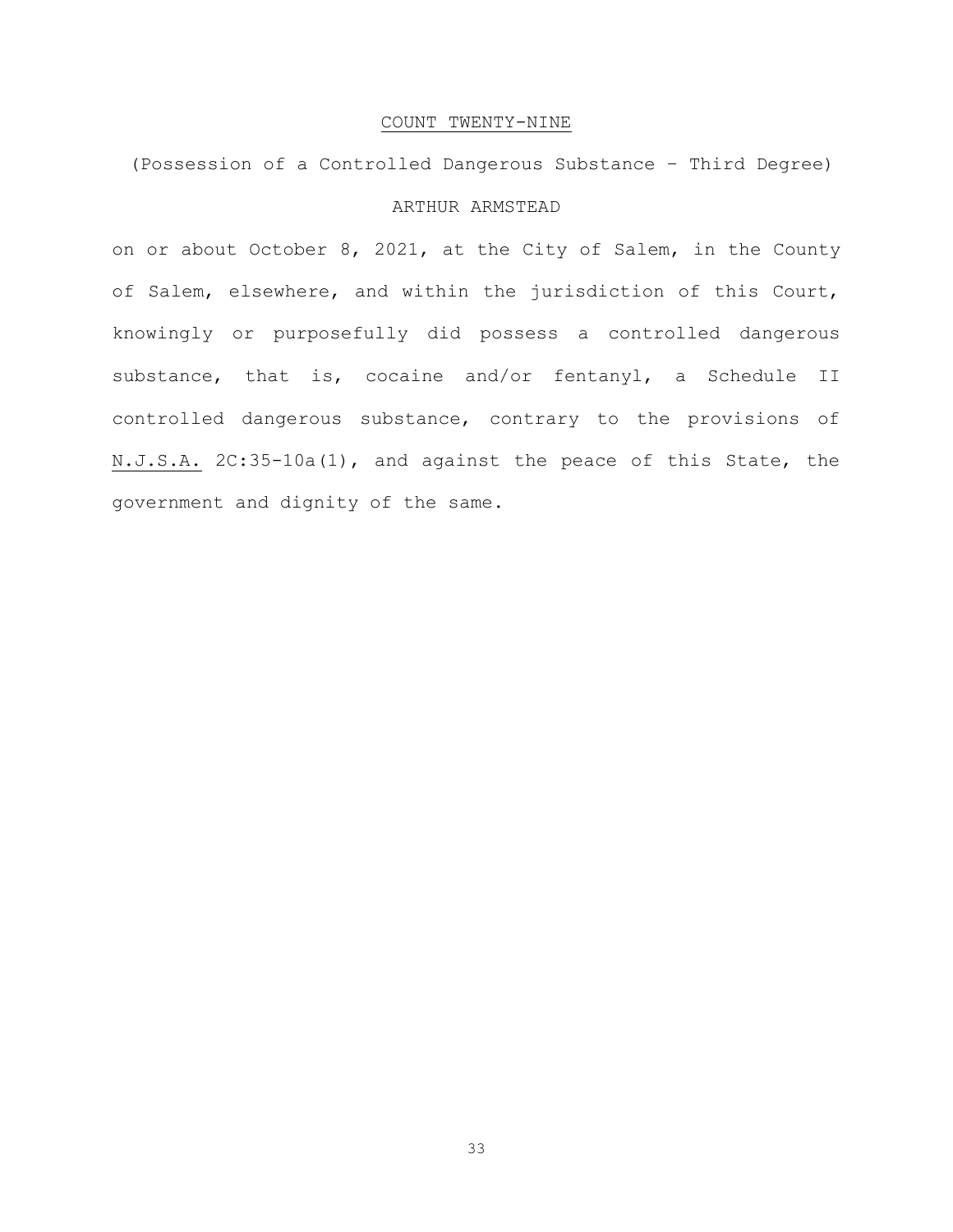<u>COUNT TWENTY-NINE</u>

(Possession of a Controlled Dangerous Substance – Third Degree)

ARTHUR ARMSTEAD

on or about October 8, 2021, at the City of Salem, in the County of Salem, elsewhere, and within the jurisdiction of this Court, knowingly or purposefully did possess a controlled dangerous substance, that is, cocaine and/or fentanyl, a Schedule II controlled dangerous substance, contrary to the provisions of <u>N.J.S.A.</u> 2C:35-10a(1), and against the peace of this State, the government and dignity of the same.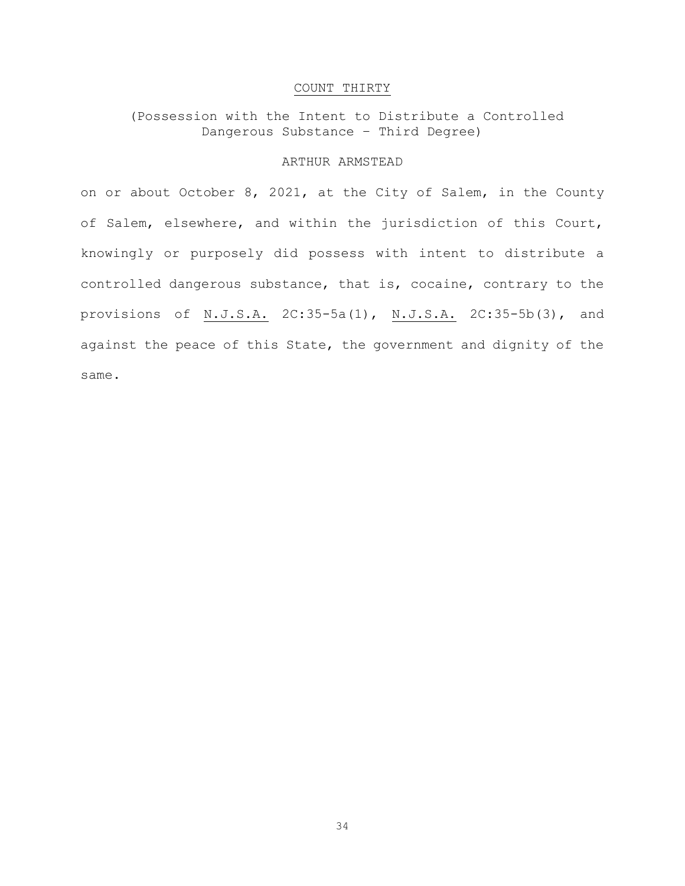## COUNT THIRTY

(Possession with the Intent to Distribute a Controlled Dangerous Substance – Third Degree)

ARTHUR ARMSTEAD

on or about October 8, 2021, at the City of Salem, in the County of Salem, elsewhere, and within the jurisdiction of this Court, knowingly or purposely did possess with intent to distribute a controlled dangerous substance, that is, cocaine, contrary to the provisions of N.J.S.A. 2C:35-5a(1), N.J.S.A. 2C:35-5b(3), and against the peace of this State, the government and dignity of the same.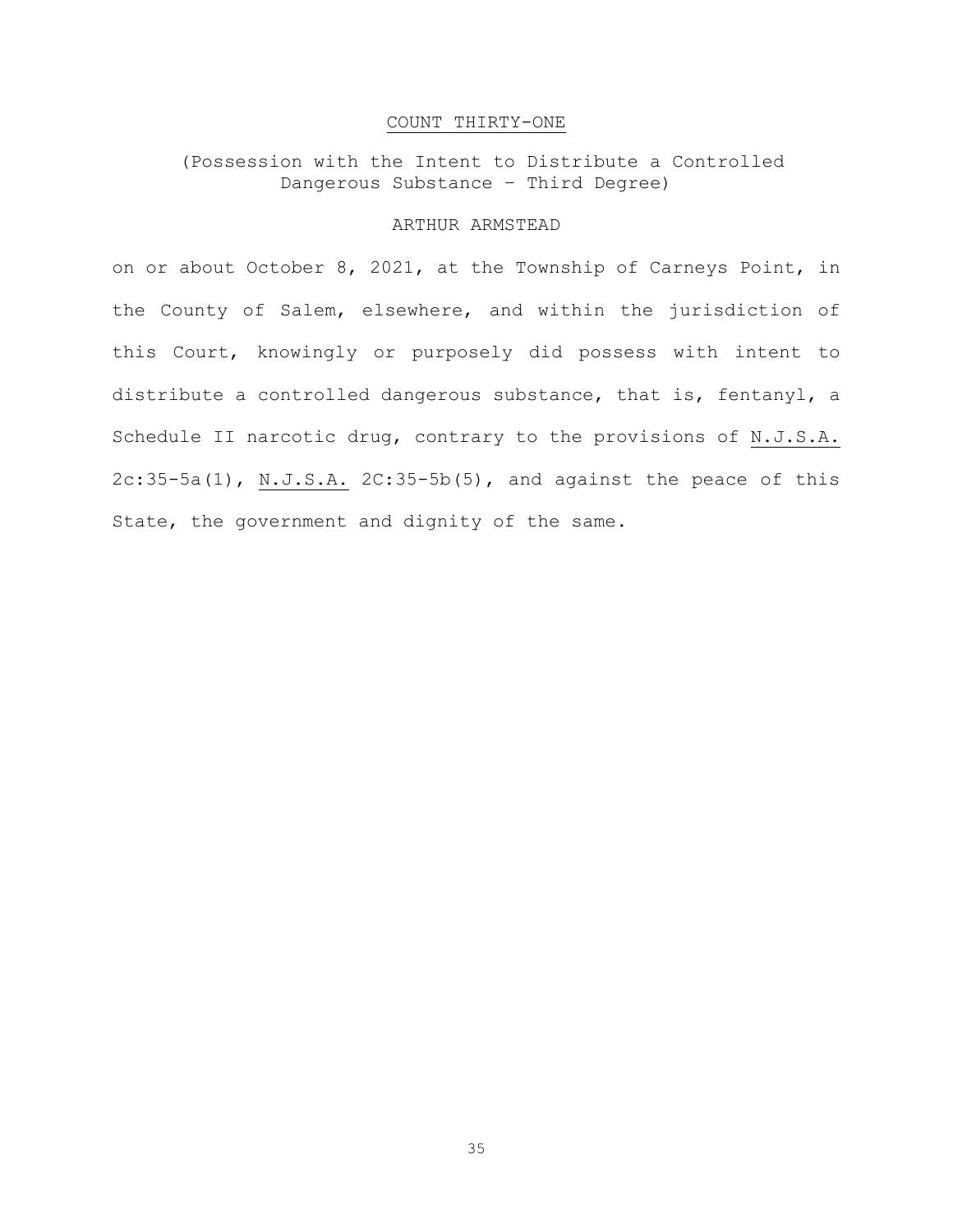COUNT THIRTY-ONE

(Possession with the Intent to Distribute a Controlled Dangerous Substance – Third Degree)

ARTHUR ARMSTEAD

on or about October 8, 2021, at the Township of Carneys Point, in the County of Salem, elsewhere, and within the jurisdiction of this Court, knowingly or purposely did possess with intent to distribute a controlled dangerous substance, that is, fentanyl, a Schedule II narcotic drug, contrary to the provisions of N.J.S.A. 2c:35-5a(1), N.J.S.A. 2C:35-5b(5), and against the peace of this State, the government and dignity of the same.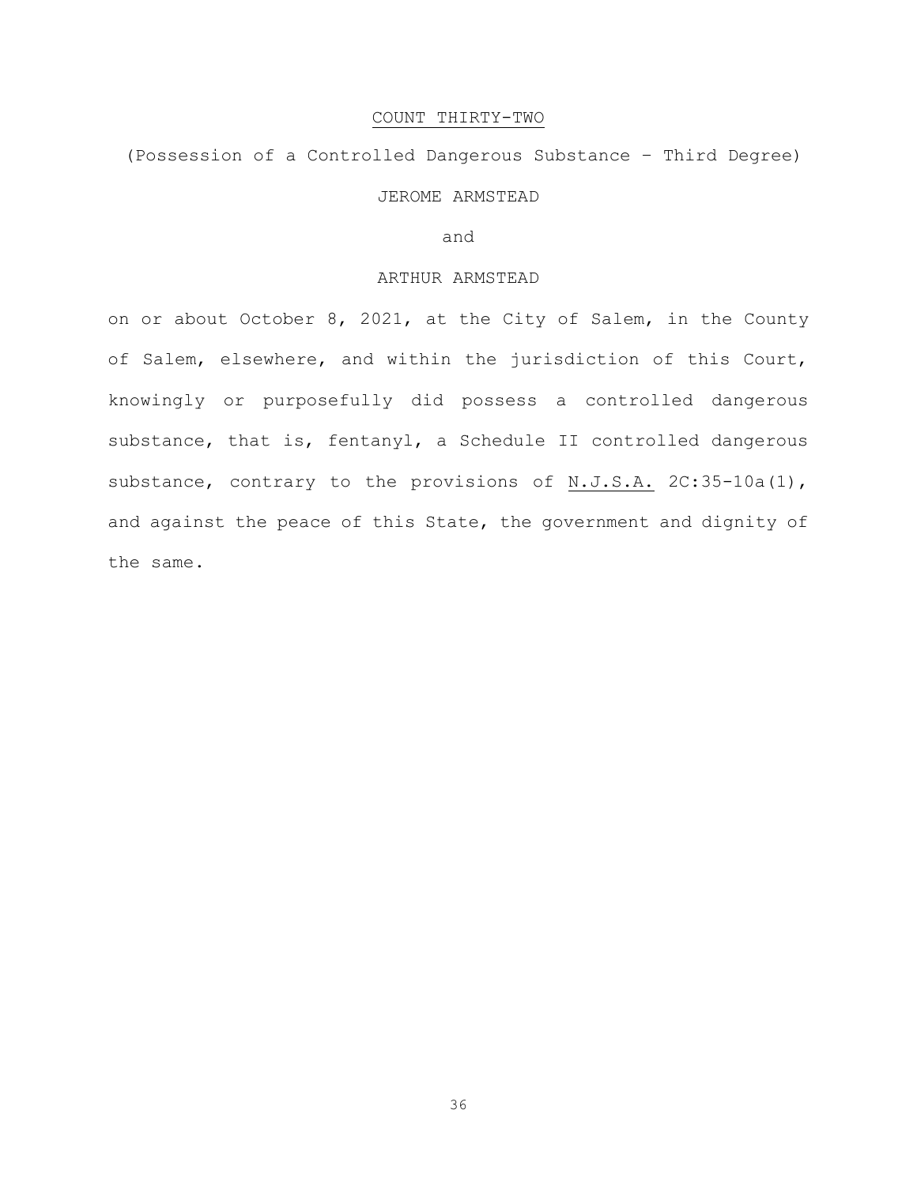COUNT THIRTY-TWO

(Possession of a Controlled Dangerous Substance – Third Degree)

JEROME ARMSTEAD

and

ARTHUR ARMSTEAD

on or about October 8, 2021, at the City of Salem, in the County of Salem, elsewhere, and within the jurisdiction of this Court, knowingly or purposefully did possess a controlled dangerous substance, that is, fentanyl, a Schedule II controlled dangerous substance, contrary to the provisions of N.J.S.A. 2C:35-10a(1), and against the peace of this State, the government and dignity of the same.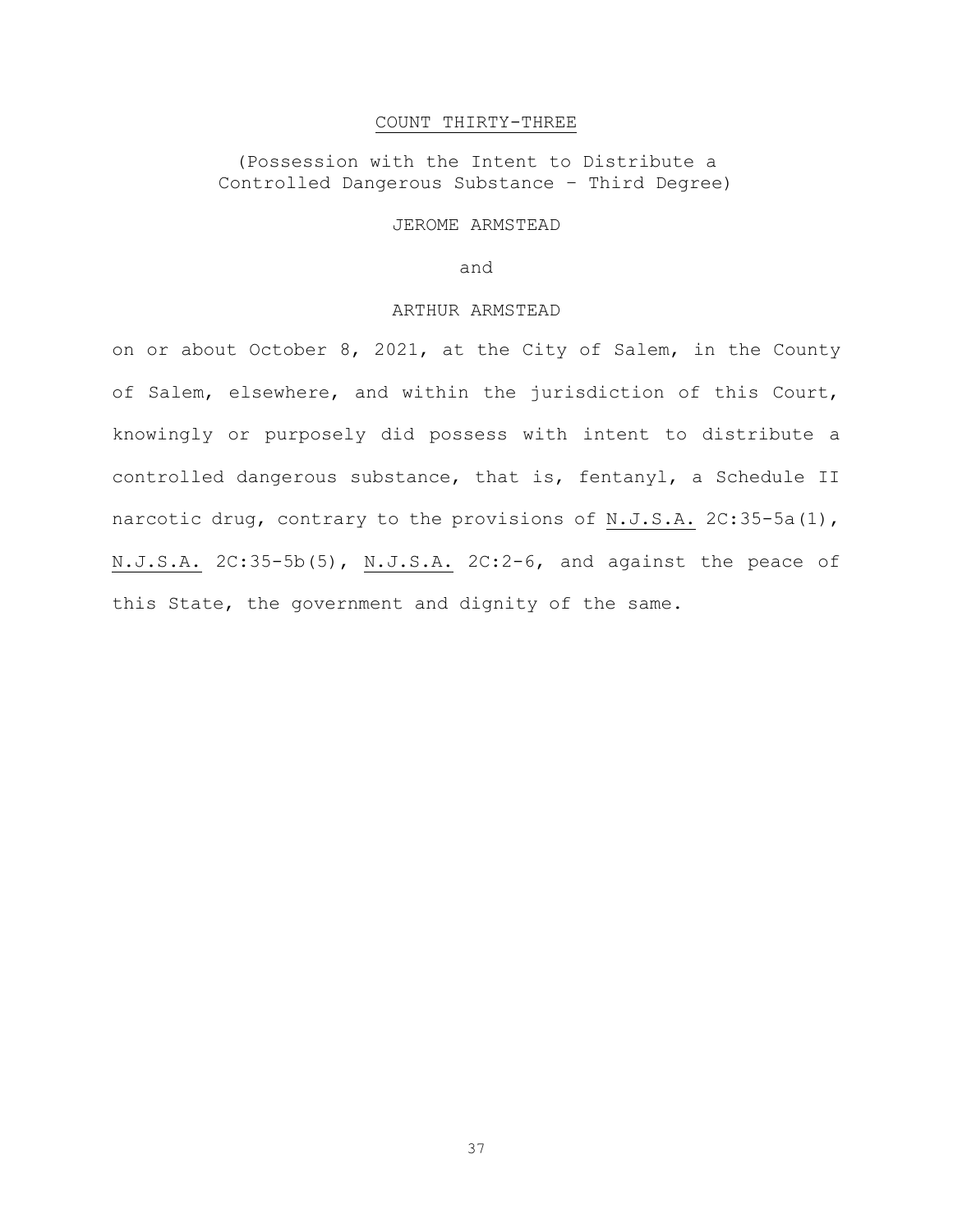## COUNT THIRTY-THREE

(Possession with the Intent to Distribute a Controlled Dangerous Substance – Third Degree)

JEROME ARMSTEAD

and

ARTHUR ARMSTEAD

on or about October 8, 2021, at the City of Salem, in the County of Salem, elsewhere, and within the jurisdiction of this Court, knowingly or purposely did possess with intent to distribute a controlled dangerous substance, that is, fentanyl, a Schedule II narcotic drug, contrary to the provisions of N.J.S.A. 2C:35-5a(1), N.J.S.A. 2C:35-5b(5), N.J.S.A. 2C:2-6, and against the peace of this State, the government and dignity of the same.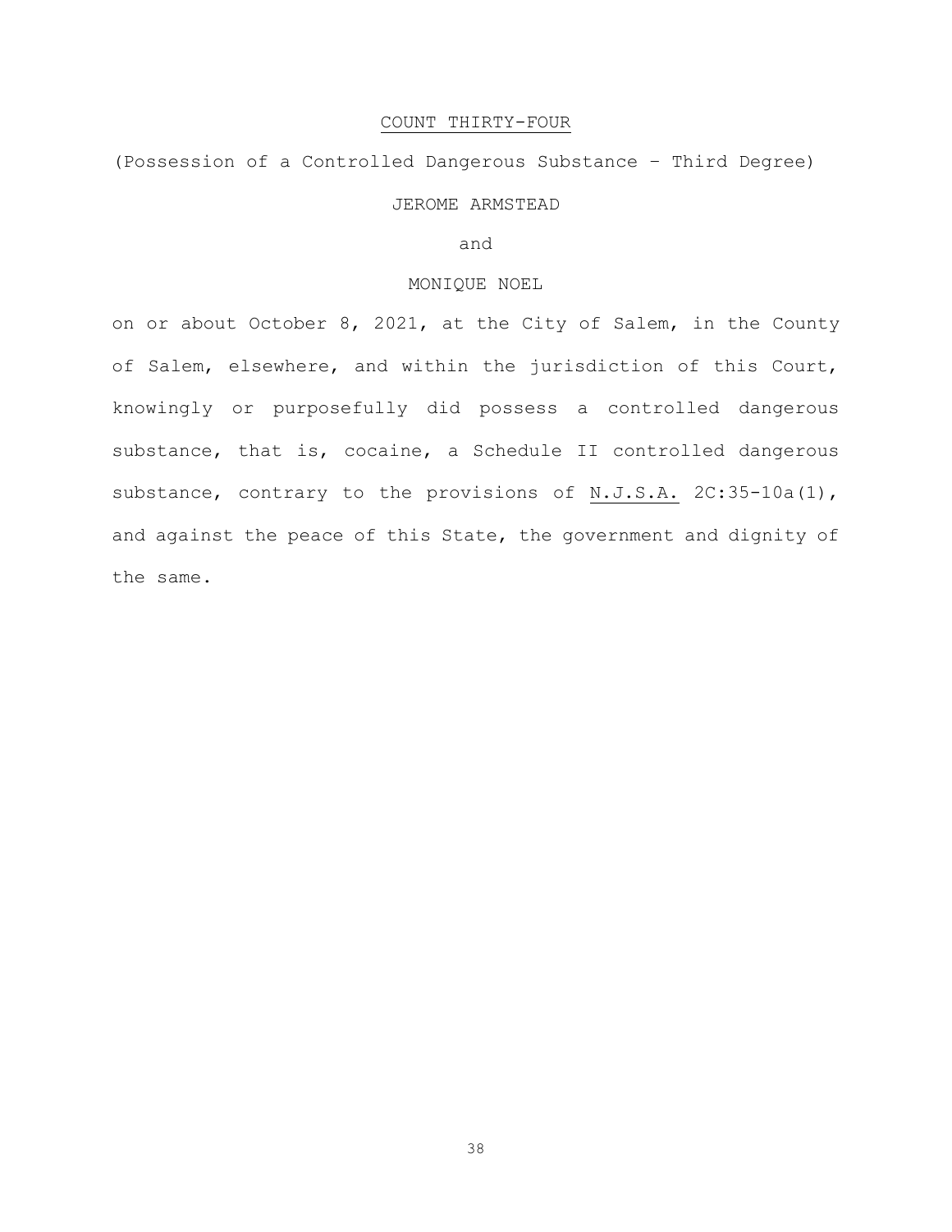## COUNT THIRTY-FOUR

(Possession of a Controlled Dangerous Substance – Third Degree)

JEROME ARMSTEAD

and

MONIQUE NOEL

on or about October 8, 2021, at the City of Salem, in the County of Salem, elsewhere, and within the jurisdiction of this Court, knowingly or purposefully did possess a controlled dangerous substance, that is, cocaine, a Schedule II controlled dangerous substance, contrary to the provisions of N.J.S.A. 2C:35-10a(1), and against the peace of this State, the government and dignity of the same.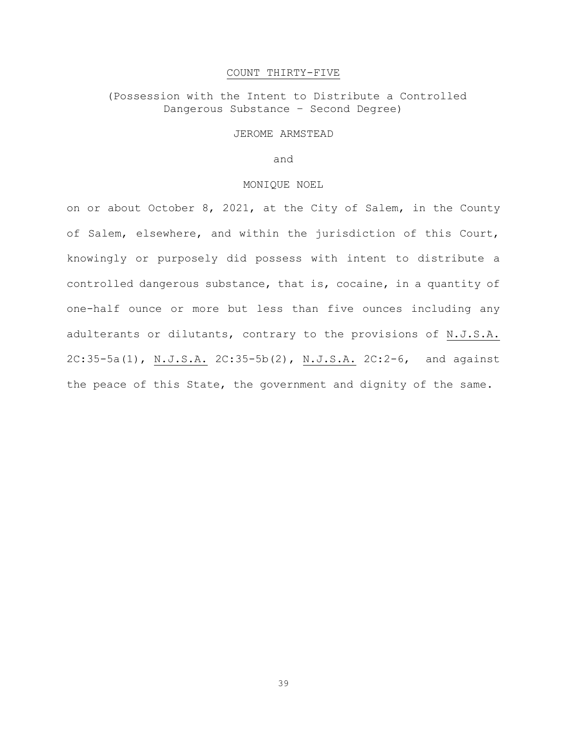## COUNT THIRTY-FIVE

(Possession with the Intent to Distribute a Controlled Dangerous Substance – Second Degree)

JEROME ARMSTEAD

and

MONIQUE NOEL

on or about October 8, 2021, at the City of Salem, in the County of Salem, elsewhere, and within the jurisdiction of this Court, knowingly or purposely did possess with intent to distribute a controlled dangerous substance, that is, cocaine, in a quantity of one-half ounce or more but less than five ounces including any adulterants or dilutants, contrary to the provisions of N.J.S.A. 2C:35-5a(1), N.J.S.A. 2C:35-5b(2), N.J.S.A. 2C:2-6, and against the peace of this State, the government and dignity of the same.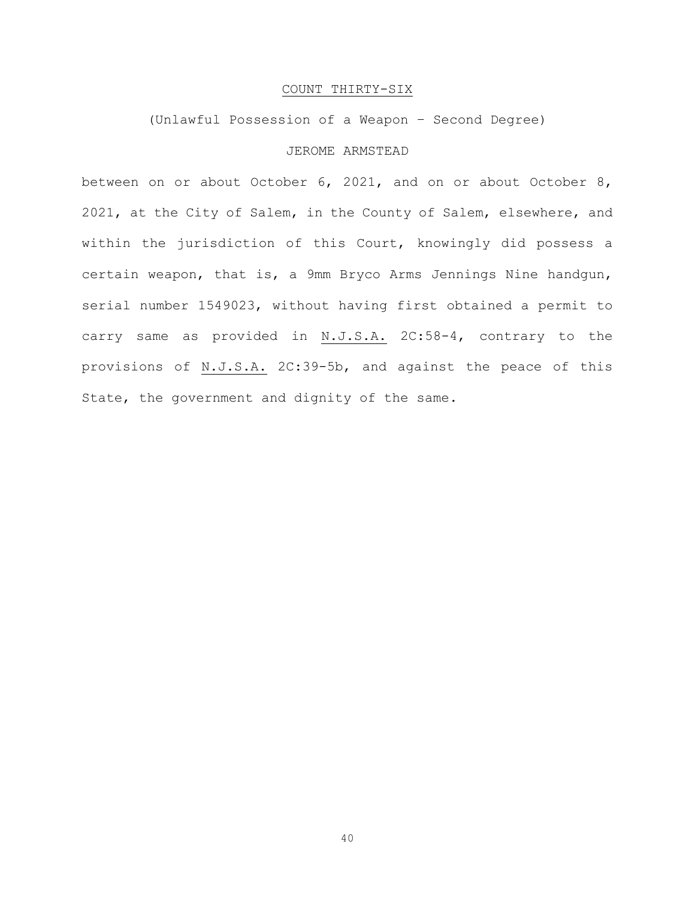<u>COUNT THIRTY-SIX</u>

(Unlawful Possession of a Weapon – Second Degree)

JEROME ARMSTEAD

between on or about October 6, 2021, and on or about October 8, 2021, at the City of Salem, in the County of Salem, elsewhere, and within the jurisdiction of this Court, knowingly did possess a certain weapon, that is, a 9mm Bryco Arms Jennings Nine handgun, serial number 1549023, without having first obtained a permit to carry same as provided in <u>N.J.S.A.</u> 2C:58-4, contrary to the provisions of <u>N.J.S.A.</u> 2C:39-5b, and against the peace of this State, the government and dignity of the same.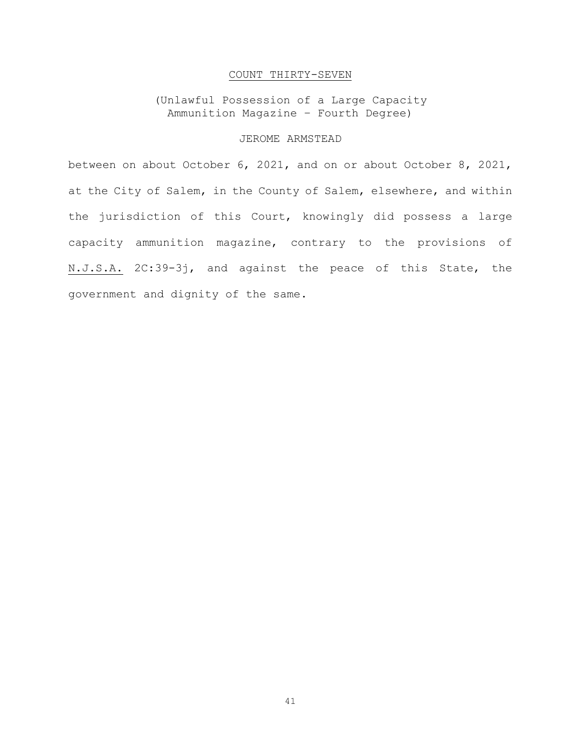## COUNT THIRTY-SEVEN

(Unlawful Possession of a Large Capacity Ammunition Magazine – Fourth Degree)

JEROME ARMSTEAD

between on about October 6, 2021, and on or about October 8, 2021, at the City of Salem, in the County of Salem, elsewhere, and within the jurisdiction of this Court, knowingly did possess a large capacity ammunition magazine, contrary to the provisions of N.J.S.A. 2C:39-3j, and against the peace of this State, the government and dignity of the same.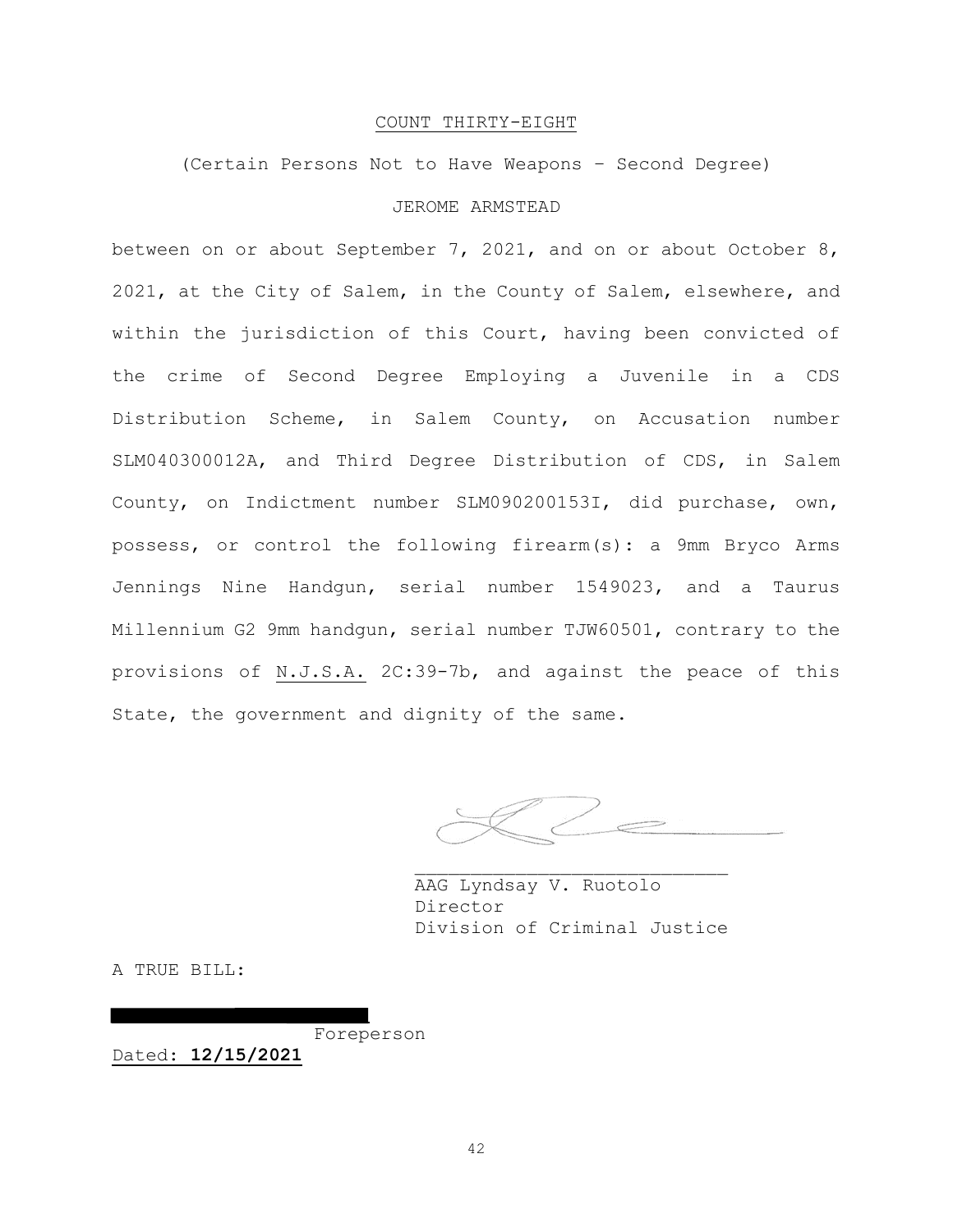COUNT THIRTY-EIGHT

(Certain Persons Not to Have Weapons – Second Degree)

JEROME ARMSTEAD

between on or about September 7, 2021, and on or about October 8, 2021, at the City of Salem, in the County of Salem, elsewhere, and within the jurisdiction of this Court, having been convicted of the crime of Second Degree Employing a Juvenile in a CDS Distribution Scheme, in Salem County, on Accusation number SLM040300012A, and Third Degree Distribution of CDS, in Salem County, on Indictment number SLM090200153I, did purchase, own, possess, or control the following firearm(s): a 9mm Bryco Arms Jennings Nine Handgun, serial number 1549023, and a Taurus Millennium G2 9mm handgun, serial number TJW60501, contrary to the provisions of N.J.S.A. 2C:39-7b, and against the peace of this State, the government and dignity of the same.

AAG Lyndsay V. Ruotolo
Director
Division of Criminal Justice

A TRUE BILL:

Foreperson

Dated: **12/15/2021**